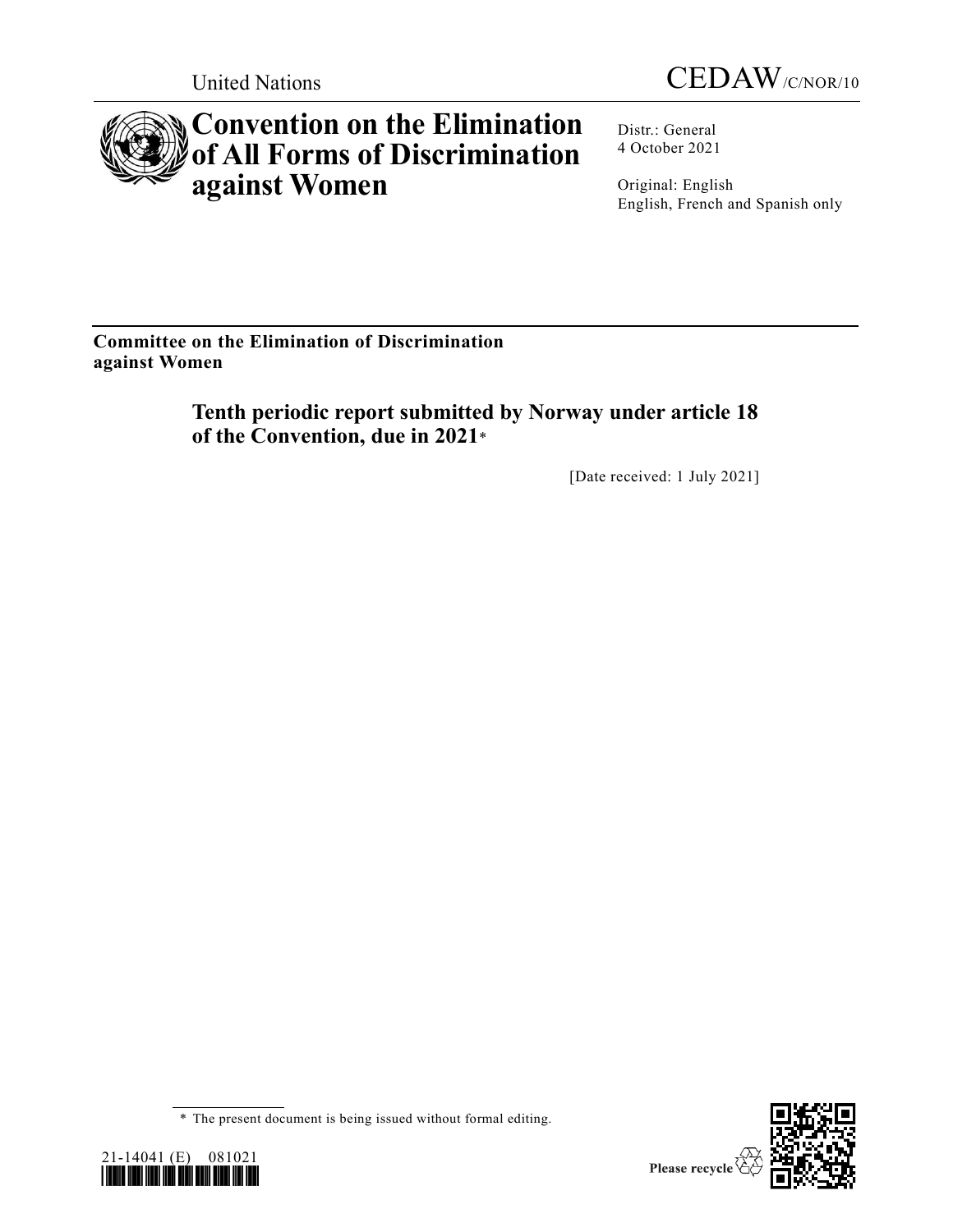United Nations CEDAW/C/NOR/10

# Convention on the Elimination of All Forms of Discrimination against Women

Distr.: General
4 October 2021

Original: English
English, French and Spanish only

**Committee on the Elimination of Discrimination against Women**

## Tenth periodic report submitted by Norway under article 18 of the Convention, due in 2021*

[Date received: 1 July 2021]

\* The present document is being issued without formal editing.

21-14041 (E) 081021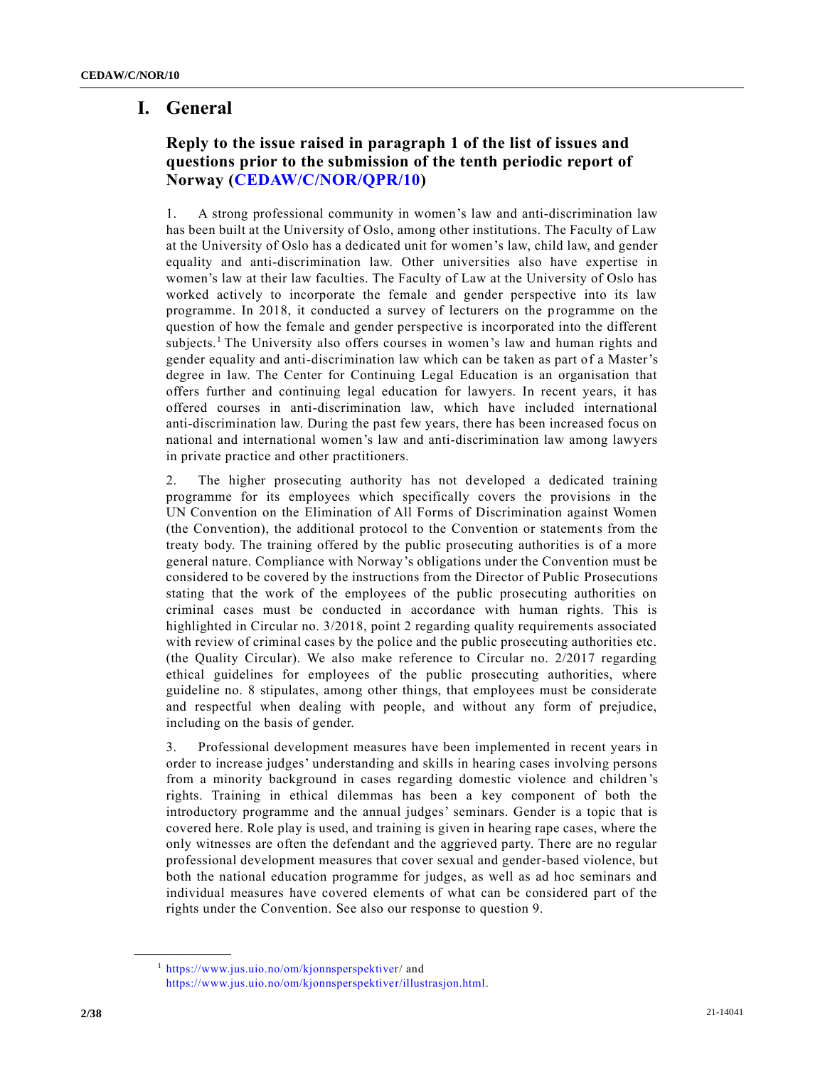# I. General

## Reply to the issue raised in paragraph 1 of the list of issues and questions prior to the submission of the tenth periodic report of Norway (CEDAW/C/NOR/QPR/10)

1. A strong professional community in women's law and anti-discrimination law has been built at the University of Oslo, among other institutions. The Faculty of Law at the University of Oslo has a dedicated unit for women's law, child law, and gender equality and anti-discrimination law. Other universities also have expertise in women's law at their law faculties. The Faculty of Law at the University of Oslo has worked actively to incorporate the female and gender perspective into its law programme. In 2018, it conducted a survey of lecturers on the programme on the question of how the female and gender perspective is incorporated into the different subjects.[1] The University also offers courses in women's law and human rights and gender equality and anti-discrimination law which can be taken as part of a Master's degree in law. The Center for Continuing Legal Education is an organisation that offers further and continuing legal education for lawyers. In recent years, it has offered courses in anti-discrimination law, which have included international anti-discrimination law. During the past few years, there has been increased focus on national and international women's law and anti-discrimination law among lawyers in private practice and other practitioners.

2. The higher prosecuting authority has not developed a dedicated training programme for its employees which specifically covers the provisions in the UN Convention on the Elimination of All Forms of Discrimination against Women (the Convention), the additional protocol to the Convention or statements from the treaty body. The training offered by the public prosecuting authorities is of a more general nature. Compliance with Norway's obligations under the Convention must be considered to be covered by the instructions from the Director of Public Prosecutions stating that the work of the employees of the public prosecuting authorities on criminal cases must be conducted in accordance with human rights. This is highlighted in Circular no. 3/2018, point 2 regarding quality requirements associated with review of criminal cases by the police and the public prosecuting authorities etc. (the Quality Circular). We also make reference to Circular no. 2/2017 regarding ethical guidelines for employees of the public prosecuting authorities, where guideline no. 8 stipulates, among other things, that employees must be considerate and respectful when dealing with people, and without any form of prejudice, including on the basis of gender.

3. Professional development measures have been implemented in recent years in order to increase judges' understanding and skills in hearing cases involving persons from a minority background in cases regarding domestic violence and children's rights. Training in ethical dilemmas has been a key component of both the introductory programme and the annual judges' seminars. Gender is a topic that is covered here. Role play is used, and training is given in hearing rape cases, where the only witnesses are often the defendant and the aggrieved party. There are no regular professional development measures that cover sexual and gender-based violence, but both the national education programme for judges, as well as ad hoc seminars and individual measures have covered elements of what can be considered part of the rights under the Convention. See also our response to question 9.

---

[1] https://www.jus.uio.no/om/kjonnsperspektiver/ and https://www.jus.uio.no/om/kjonnsperspektiver/illustrasjon.html.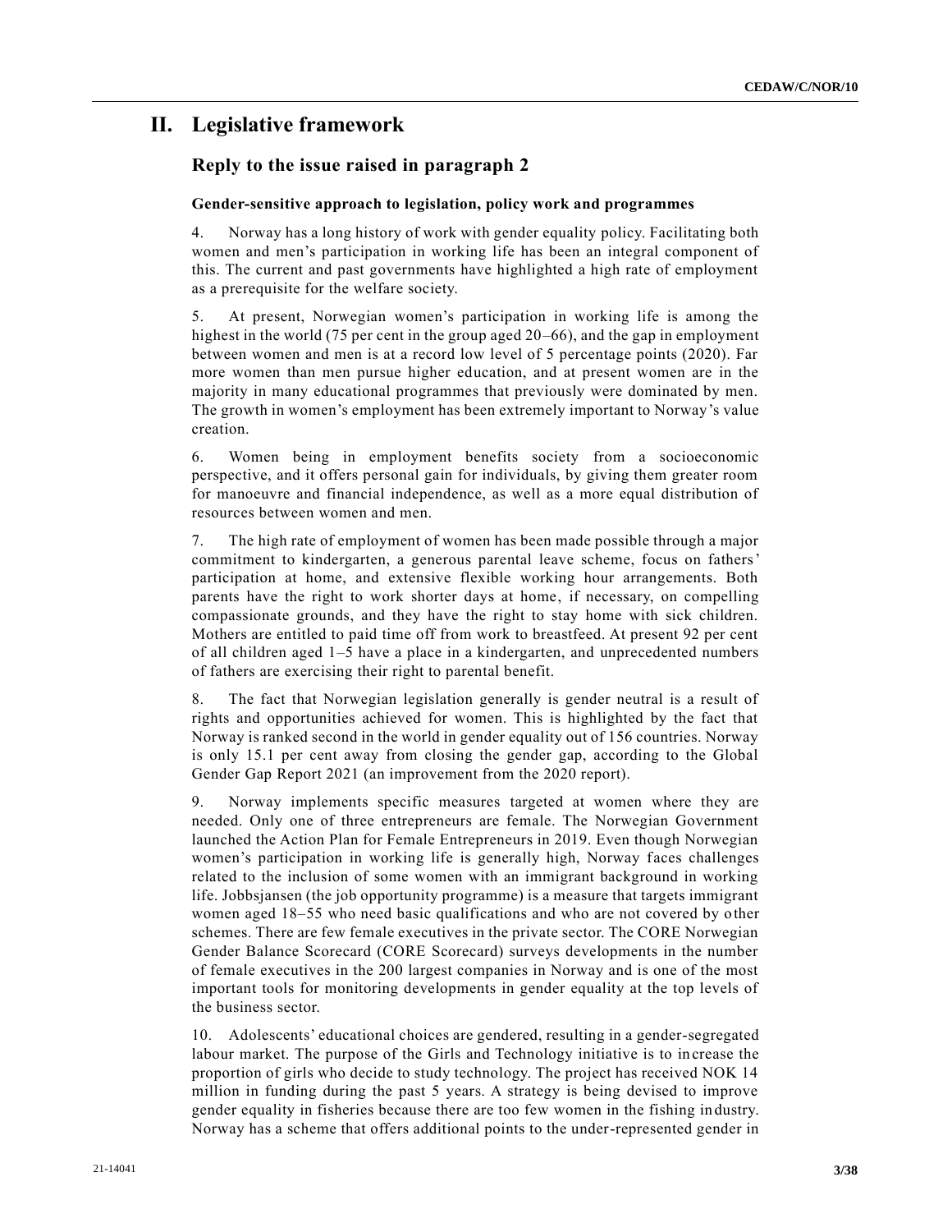# II. Legislative framework

## Reply to the issue raised in paragraph 2

### Gender-sensitive approach to legislation, policy work and programmes

4. Norway has a long history of work with gender equality policy. Facilitating both women and men's participation in working life has been an integral component of this. The current and past governments have highlighted a high rate of employment as a prerequisite for the welfare society.

5. At present, Norwegian women's participation in working life is among the highest in the world (75 per cent in the group aged 20–66), and the gap in employment between women and men is at a record low level of 5 percentage points (2020). Far more women than men pursue higher education, and at present women are in the majority in many educational programmes that previously were dominated by men. The growth in women's employment has been extremely important to Norway's value creation.

6. Women being in employment benefits society from a socioeconomic perspective, and it offers personal gain for individuals, by giving them greater room for manoeuvre and financial independence, as well as a more equal distribution of resources between women and men.

7. The high rate of employment of women has been made possible through a major commitment to kindergarten, a generous parental leave scheme, focus on fathers' participation at home, and extensive flexible working hour arrangements. Both parents have the right to work shorter days at home, if necessary, on compelling compassionate grounds, and they have the right to stay home with sick children. Mothers are entitled to paid time off from work to breastfeed. At present 92 per cent of all children aged 1–5 have a place in a kindergarten, and unprecedented numbers of fathers are exercising their right to parental benefit.

8. The fact that Norwegian legislation generally is gender neutral is a result of rights and opportunities achieved for women. This is highlighted by the fact that Norway is ranked second in the world in gender equality out of 156 countries. Norway is only 15.1 per cent away from closing the gender gap, according to the Global Gender Gap Report 2021 (an improvement from the 2020 report).

9. Norway implements specific measures targeted at women where they are needed. Only one of three entrepreneurs are female. The Norwegian Government launched the Action Plan for Female Entrepreneurs in 2019. Even though Norwegian women's participation in working life is generally high, Norway faces challenges related to the inclusion of some women with an immigrant background in working life. Jobbsjansen (the job opportunity programme) is a measure that targets immigrant women aged 18–55 who need basic qualifications and who are not covered by other schemes. There are few female executives in the private sector. The CORE Norwegian Gender Balance Scorecard (CORE Scorecard) surveys developments in the number of female executives in the 200 largest companies in Norway and is one of the most important tools for monitoring developments in gender equality at the top levels of the business sector.

10. Adolescents' educational choices are gendered, resulting in a gender-segregated labour market. The purpose of the Girls and Technology initiative is to increase the proportion of girls who decide to study technology. The project has received NOK 14 million in funding during the past 5 years. A strategy is being devised to improve gender equality in fisheries because there are too few women in the fishing industry. Norway has a scheme that offers additional points to the under-represented gender in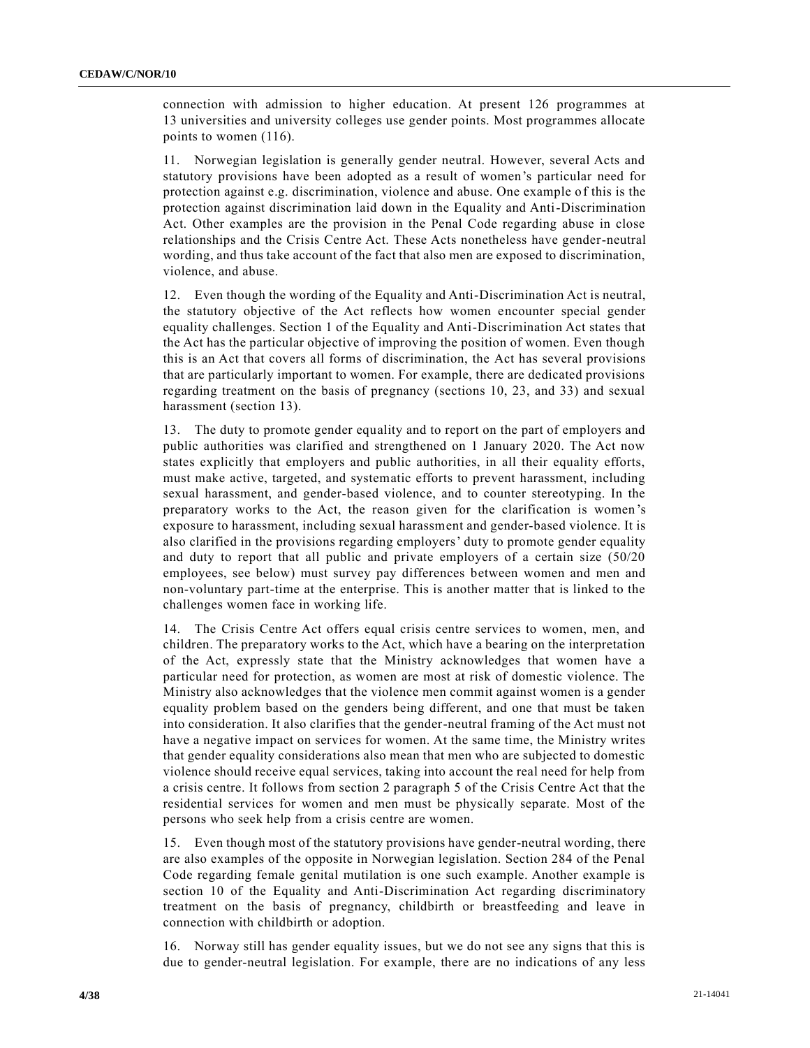connection with admission to higher education. At present 126 programmes at 13 universities and university colleges use gender points. Most programmes allocate points to women (116).

11. Norwegian legislation is generally gender neutral. However, several Acts and statutory provisions have been adopted as a result of women's particular need for protection against e.g. discrimination, violence and abuse. One example of this is the protection against discrimination laid down in the Equality and Anti-Discrimination Act. Other examples are the provision in the Penal Code regarding abuse in close relationships and the Crisis Centre Act. These Acts nonetheless have gender-neutral wording, and thus take account of the fact that also men are exposed to discrimination, violence, and abuse.

12. Even though the wording of the Equality and Anti-Discrimination Act is neutral, the statutory objective of the Act reflects how women encounter special gender equality challenges. Section 1 of the Equality and Anti-Discrimination Act states that the Act has the particular objective of improving the position of women. Even though this is an Act that covers all forms of discrimination, the Act has several provisions that are particularly important to women. For example, there are dedicated provisions regarding treatment on the basis of pregnancy (sections 10, 23, and 33) and sexual harassment (section 13).

13. The duty to promote gender equality and to report on the part of employers and public authorities was clarified and strengthened on 1 January 2020. The Act now states explicitly that employers and public authorities, in all their equality efforts, must make active, targeted, and systematic efforts to prevent harassment, including sexual harassment, and gender-based violence, and to counter stereotyping. In the preparatory works to the Act, the reason given for the clarification is women's exposure to harassment, including sexual harassment and gender-based violence. It is also clarified in the provisions regarding employers' duty to promote gender equality and duty to report that all public and private employers of a certain size (50/20 employees, see below) must survey pay differences between women and men and non-voluntary part-time at the enterprise. This is another matter that is linked to the challenges women face in working life.

14. The Crisis Centre Act offers equal crisis centre services to women, men, and children. The preparatory works to the Act, which have a bearing on the interpretation of the Act, expressly state that the Ministry acknowledges that women have a particular need for protection, as women are most at risk of domestic violence. The Ministry also acknowledges that the violence men commit against women is a gender equality problem based on the genders being different, and one that must be taken into consideration. It also clarifies that the gender-neutral framing of the Act must not have a negative impact on services for women. At the same time, the Ministry writes that gender equality considerations also mean that men who are subjected to domestic violence should receive equal services, taking into account the real need for help from a crisis centre. It follows from section 2 paragraph 5 of the Crisis Centre Act that the residential services for women and men must be physically separate. Most of the persons who seek help from a crisis centre are women.

15. Even though most of the statutory provisions have gender-neutral wording, there are also examples of the opposite in Norwegian legislation. Section 284 of the Penal Code regarding female genital mutilation is one such example. Another example is section 10 of the Equality and Anti-Discrimination Act regarding discriminatory treatment on the basis of pregnancy, childbirth or breastfeeding and leave in connection with childbirth or adoption.

16. Norway still has gender equality issues, but we do not see any signs that this is due to gender-neutral legislation. For example, there are no indications of any less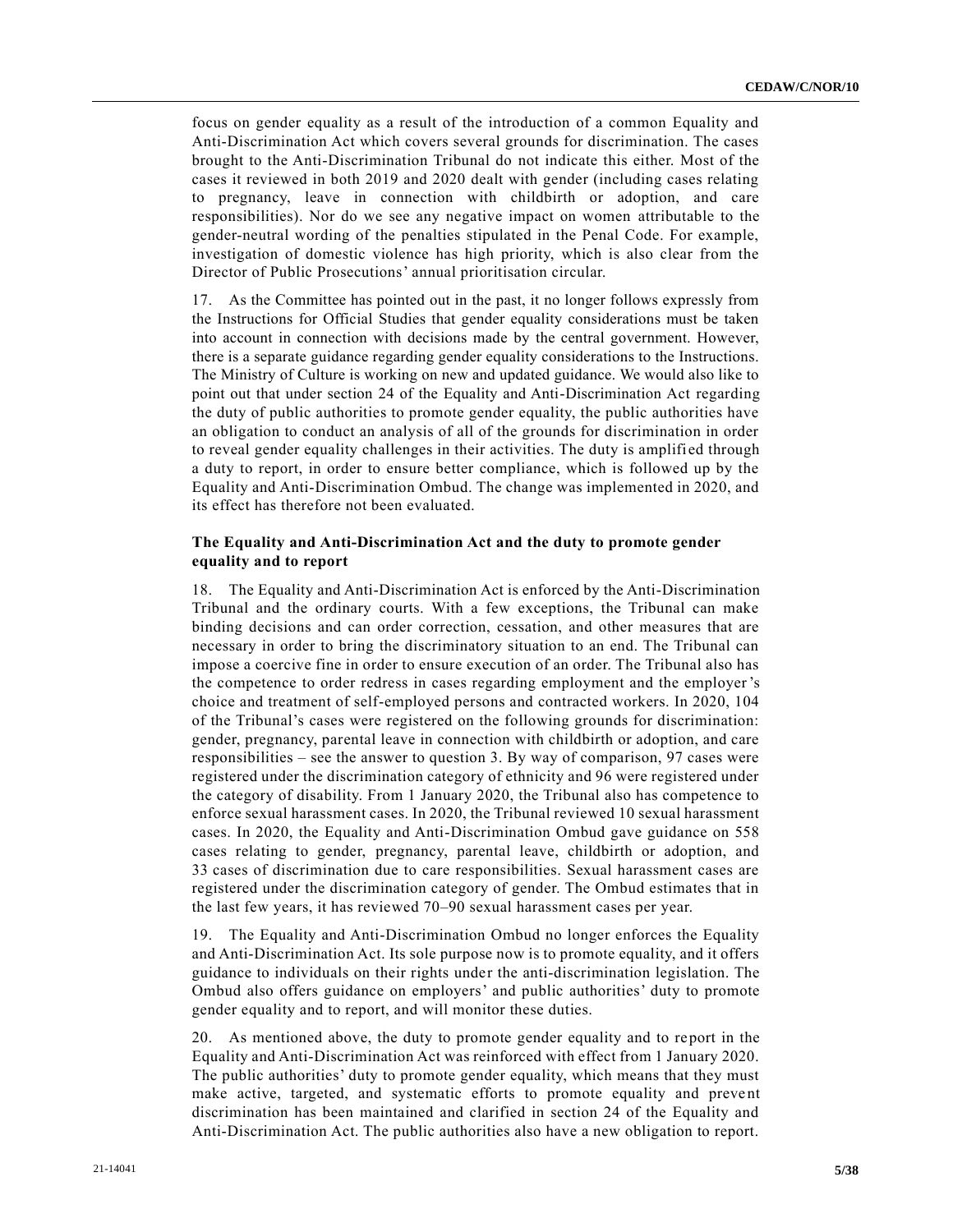focus on gender equality as a result of the introduction of a common Equality and Anti-Discrimination Act which covers several grounds for discrimination. The cases brought to the Anti-Discrimination Tribunal do not indicate this either. Most of the cases it reviewed in both 2019 and 2020 dealt with gender (including cases relating to pregnancy, leave in connection with childbirth or adoption, and care responsibilities). Nor do we see any negative impact on women attributable to the gender-neutral wording of the penalties stipulated in the Penal Code. For example, investigation of domestic violence has high priority, which is also clear from the Director of Public Prosecutions' annual prioritisation circular.

17. As the Committee has pointed out in the past, it no longer follows expressly from the Instructions for Official Studies that gender equality considerations must be taken into account in connection with decisions made by the central government. However, there is a separate guidance regarding gender equality considerations to the Instructions. The Ministry of Culture is working on new and updated guidance. We would also like to point out that under section 24 of the Equality and Anti-Discrimination Act regarding the duty of public authorities to promote gender equality, the public authorities have an obligation to conduct an analysis of all of the grounds for discrimination in order to reveal gender equality challenges in their activities. The duty is amplified through a duty to report, in order to ensure better compliance, which is followed up by the Equality and Anti-Discrimination Ombud. The change was implemented in 2020, and its effect has therefore not been evaluated.

### The Equality and Anti-Discrimination Act and the duty to promote gender equality and to report

18. The Equality and Anti-Discrimination Act is enforced by the Anti-Discrimination Tribunal and the ordinary courts. With a few exceptions, the Tribunal can make binding decisions and can order correction, cessation, and other measures that are necessary in order to bring the discriminatory situation to an end. The Tribunal can impose a coercive fine in order to ensure execution of an order. The Tribunal also has the competence to order redress in cases regarding employment and the employer's choice and treatment of self-employed persons and contracted workers. In 2020, 104 of the Tribunal's cases were registered on the following grounds for discrimination: gender, pregnancy, parental leave in connection with childbirth or adoption, and care responsibilities – see the answer to question 3. By way of comparison, 97 cases were registered under the discrimination category of ethnicity and 96 were registered under the category of disability. From 1 January 2020, the Tribunal also has competence to enforce sexual harassment cases. In 2020, the Tribunal reviewed 10 sexual harassment cases. In 2020, the Equality and Anti-Discrimination Ombud gave guidance on 558 cases relating to gender, pregnancy, parental leave, childbirth or adoption, and 33 cases of discrimination due to care responsibilities. Sexual harassment cases are registered under the discrimination category of gender. The Ombud estimates that in the last few years, it has reviewed 70–90 sexual harassment cases per year.

19. The Equality and Anti-Discrimination Ombud no longer enforces the Equality and Anti-Discrimination Act. Its sole purpose now is to promote equality, and it offers guidance to individuals on their rights under the anti-discrimination legislation. The Ombud also offers guidance on employers' and public authorities' duty to promote gender equality and to report, and will monitor these duties.

20. As mentioned above, the duty to promote gender equality and to report in the Equality and Anti-Discrimination Act was reinforced with effect from 1 January 2020. The public authorities' duty to promote gender equality, which means that they must make active, targeted, and systematic efforts to promote equality and prevent discrimination has been maintained and clarified in section 24 of the Equality and Anti-Discrimination Act. The public authorities also have a new obligation to report.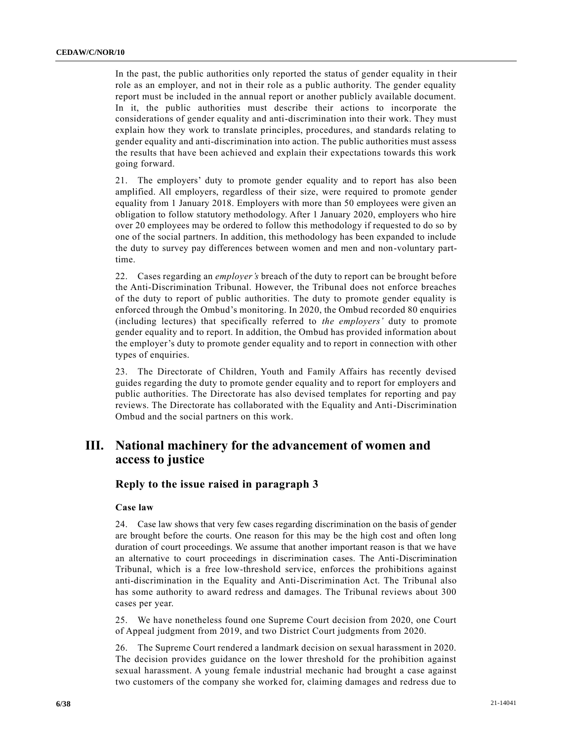In the past, the public authorities only reported the status of gender equality in their role as an employer, and not in their role as a public authority. The gender equality report must be included in the annual report or another publicly available document. In it, the public authorities must describe their actions to incorporate the considerations of gender equality and anti-discrimination into their work. They must explain how they work to translate principles, procedures, and standards relating to gender equality and anti-discrimination into action. The public authorities must assess the results that have been achieved and explain their expectations towards this work going forward.

21. The employers' duty to promote gender equality and to report has also been amplified. All employers, regardless of their size, were required to promote gender equality from 1 January 2018. Employers with more than 50 employees were given an obligation to follow statutory methodology. After 1 January 2020, employers who hire over 20 employees may be ordered to follow this methodology if requested to do so by one of the social partners. In addition, this methodology has been expanded to include the duty to survey pay differences between women and men and non-voluntary part-time.

22. Cases regarding an *employer's* breach of the duty to report can be brought before the Anti-Discrimination Tribunal. However, the Tribunal does not enforce breaches of the duty to report of public authorities. The duty to promote gender equality is enforced through the Ombud's monitoring. In 2020, the Ombud recorded 80 enquiries (including lectures) that specifically referred to *the employers'* duty to promote gender equality and to report. In addition, the Ombud has provided information about the employer's duty to promote gender equality and to report in connection with other types of enquiries.

23. The Directorate of Children, Youth and Family Affairs has recently devised guides regarding the duty to promote gender equality and to report for employers and public authorities. The Directorate has also devised templates for reporting and pay reviews. The Directorate has collaborated with the Equality and Anti-Discrimination Ombud and the social partners on this work.

# III. National machinery for the advancement of women and access to justice

## Reply to the issue raised in paragraph 3

### Case law

24. Case law shows that very few cases regarding discrimination on the basis of gender are brought before the courts. One reason for this may be the high cost and often long duration of court proceedings. We assume that another important reason is that we have an alternative to court proceedings in discrimination cases. The Anti-Discrimination Tribunal, which is a free low-threshold service, enforces the prohibitions against anti-discrimination in the Equality and Anti-Discrimination Act. The Tribunal also has some authority to award redress and damages. The Tribunal reviews about 300 cases per year.

25. We have nonetheless found one Supreme Court decision from 2020, one Court of Appeal judgment from 2019, and two District Court judgments from 2020.

26. The Supreme Court rendered a landmark decision on sexual harassment in 2020. The decision provides guidance on the lower threshold for the prohibition against sexual harassment. A young female industrial mechanic had brought a case against two customers of the company she worked for, claiming damages and redress due to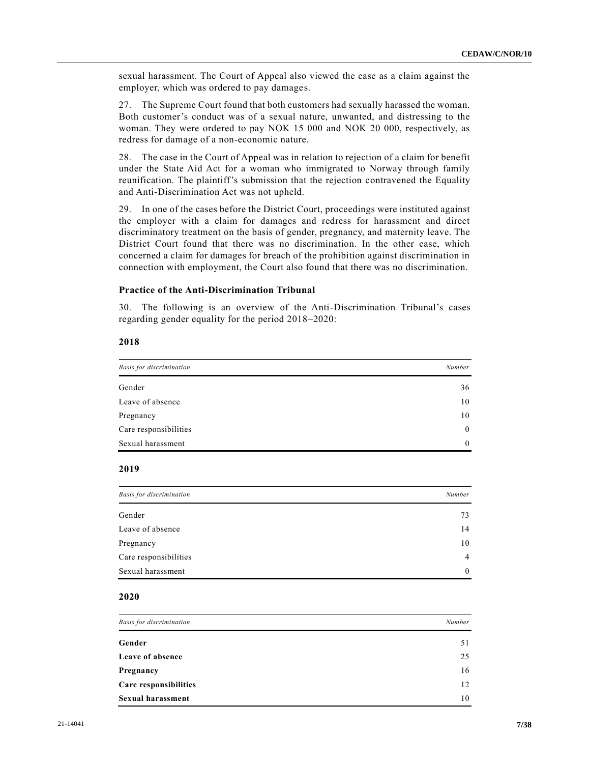sexual harassment. The Court of Appeal also viewed the case as a claim against the employer, which was ordered to pay damages.

27. The Supreme Court found that both customers had sexually harassed the woman. Both customer's conduct was of a sexual nature, unwanted, and distressing to the woman. They were ordered to pay NOK 15 000 and NOK 20 000, respectively, as redress for damage of a non-economic nature.

28. The case in the Court of Appeal was in relation to rejection of a claim for benefit under the State Aid Act for a woman who immigrated to Norway through family reunification. The plaintiff's submission that the rejection contravened the Equality and Anti-Discrimination Act was not upheld.

29. In one of the cases before the District Court, proceedings were instituted against the employer with a claim for damages and redress for harassment and direct discriminatory treatment on the basis of gender, pregnancy, and maternity leave. The District Court found that there was no discrimination. In the other case, which concerned a claim for damages for breach of the prohibition against discrimination in connection with employment, the Court also found that there was no discrimination.

### Practice of the Anti-Discrimination Tribunal

30. The following is an overview of the Anti-Discrimination Tribunal's cases regarding gender equality for the period 2018–2020:

**2018**

| *Basis for discrimination* | *Number* |
| --- | --- |
| Gender | 36 |
| Leave of absence | 10 |
| Pregnancy | 10 |
| Care responsibilities | 0 |
| Sexual harassment | 0 |

**2019**

| *Basis for discrimination* | *Number* |
| --- | --- |
| Gender | 73 |
| Leave of absence | 14 |
| Pregnancy | 10 |
| Care responsibilities | 4 |
| Sexual harassment | 0 |

**2020**

| *Basis for discrimination* | *Number* |
| --- | --- |
| **Gender** | 51 |
| **Leave of absence** | 25 |
| **Pregnancy** | 16 |
| **Care responsibilities** | 12 |
| **Sexual harassment** | 10 |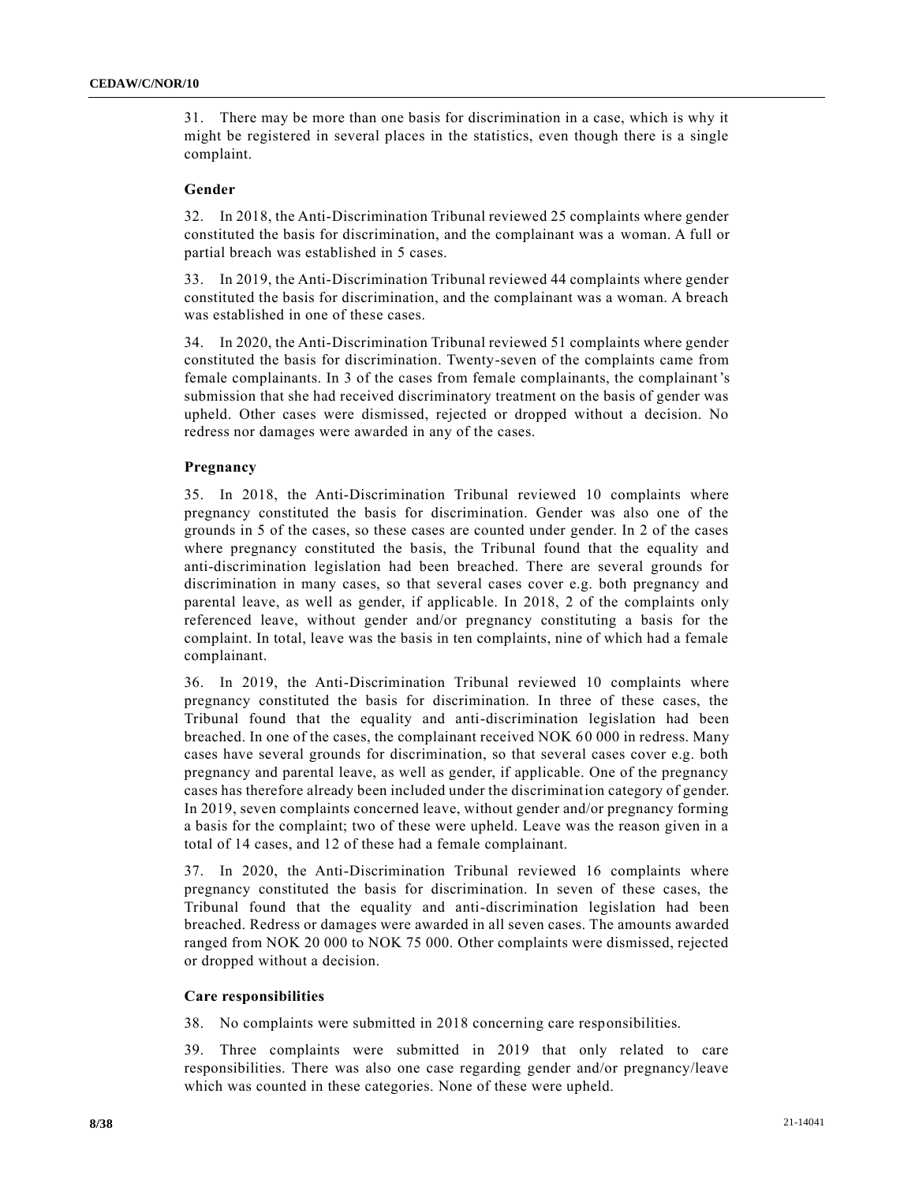31. There may be more than one basis for discrimination in a case, which is why it might be registered in several places in the statistics, even though there is a single complaint.

### Gender

32. In 2018, the Anti-Discrimination Tribunal reviewed 25 complaints where gender constituted the basis for discrimination, and the complainant was a woman. A full or partial breach was established in 5 cases.

33. In 2019, the Anti-Discrimination Tribunal reviewed 44 complaints where gender constituted the basis for discrimination, and the complainant was a woman. A breach was established in one of these cases.

34. In 2020, the Anti-Discrimination Tribunal reviewed 51 complaints where gender constituted the basis for discrimination. Twenty-seven of the complaints came from female complainants. In 3 of the cases from female complainants, the complainant's submission that she had received discriminatory treatment on the basis of gender was upheld. Other cases were dismissed, rejected or dropped without a decision. No redress nor damages were awarded in any of the cases.

### Pregnancy

35. In 2018, the Anti-Discrimination Tribunal reviewed 10 complaints where pregnancy constituted the basis for discrimination. Gender was also one of the grounds in 5 of the cases, so these cases are counted under gender. In 2 of the cases where pregnancy constituted the basis, the Tribunal found that the equality and anti-discrimination legislation had been breached. There are several grounds for discrimination in many cases, so that several cases cover e.g. both pregnancy and parental leave, as well as gender, if applicable. In 2018, 2 of the complaints only referenced leave, without gender and/or pregnancy constituting a basis for the complaint. In total, leave was the basis in ten complaints, nine of which had a female complainant.

36. In 2019, the Anti-Discrimination Tribunal reviewed 10 complaints where pregnancy constituted the basis for discrimination. In three of these cases, the Tribunal found that the equality and anti-discrimination legislation had been breached. In one of the cases, the complainant received NOK 60 000 in redress. Many cases have several grounds for discrimination, so that several cases cover e.g. both pregnancy and parental leave, as well as gender, if applicable. One of the pregnancy cases has therefore already been included under the discrimination category of gender. In 2019, seven complaints concerned leave, without gender and/or pregnancy forming a basis for the complaint; two of these were upheld. Leave was the reason given in a total of 14 cases, and 12 of these had a female complainant.

37. In 2020, the Anti-Discrimination Tribunal reviewed 16 complaints where pregnancy constituted the basis for discrimination. In seven of these cases, the Tribunal found that the equality and anti-discrimination legislation had been breached. Redress or damages were awarded in all seven cases. The amounts awarded ranged from NOK 20 000 to NOK 75 000. Other complaints were dismissed, rejected or dropped without a decision.

### Care responsibilities

38. No complaints were submitted in 2018 concerning care responsibilities.

39. Three complaints were submitted in 2019 that only related to care responsibilities. There was also one case regarding gender and/or pregnancy/leave which was counted in these categories. None of these were upheld.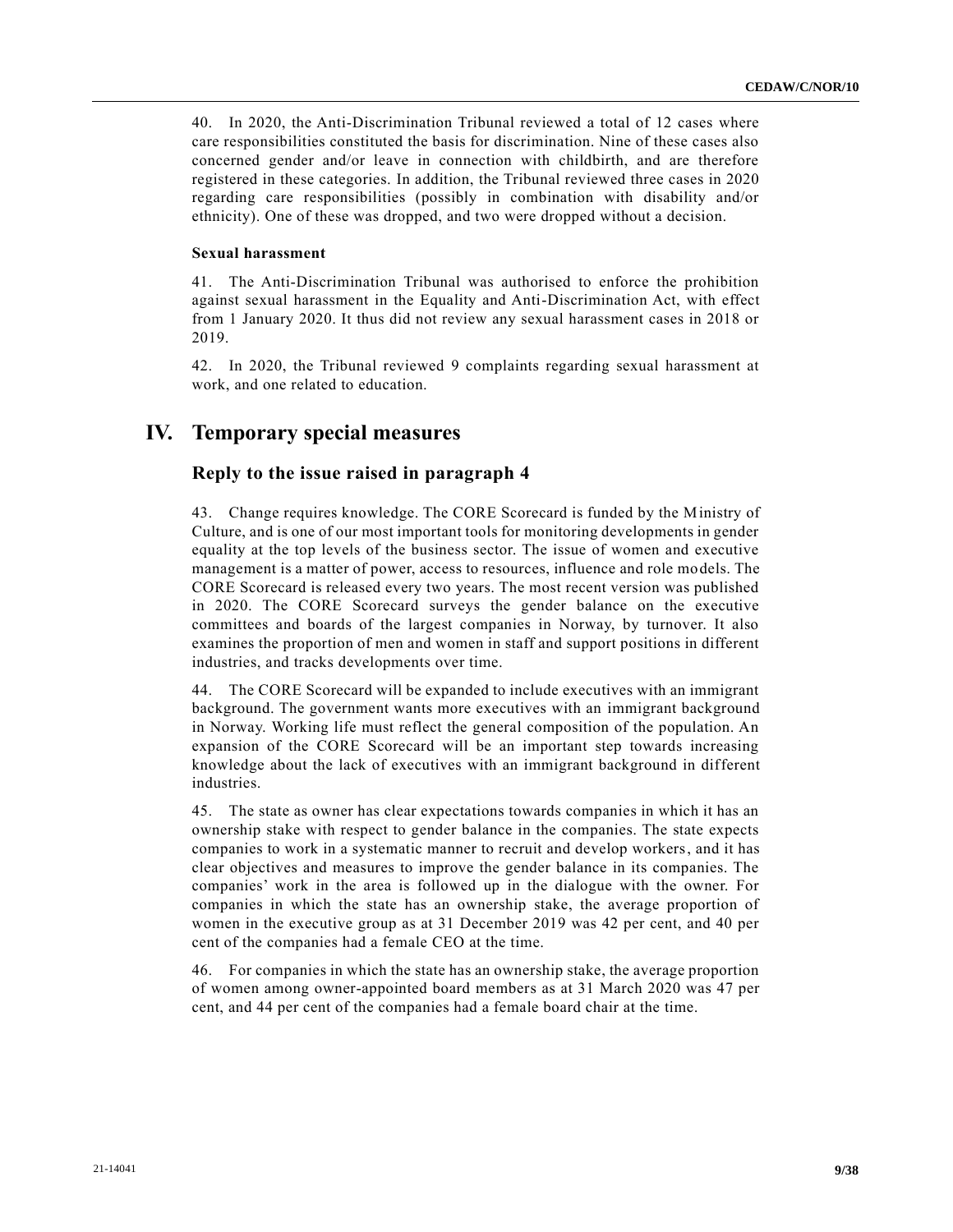40. In 2020, the Anti-Discrimination Tribunal reviewed a total of 12 cases where care responsibilities constituted the basis for discrimination. Nine of these cases also concerned gender and/or leave in connection with childbirth, and are therefore registered in these categories. In addition, the Tribunal reviewed three cases in 2020 regarding care responsibilities (possibly in combination with disability and/or ethnicity). One of these was dropped, and two were dropped without a decision.

**Sexual harassment**

41. The Anti-Discrimination Tribunal was authorised to enforce the prohibition against sexual harassment in the Equality and Anti-Discrimination Act, with effect from 1 January 2020. It thus did not review any sexual harassment cases in 2018 or 2019.

42. In 2020, the Tribunal reviewed 9 complaints regarding sexual harassment at work, and one related to education.

# IV. Temporary special measures

## Reply to the issue raised in paragraph 4

43. Change requires knowledge. The CORE Scorecard is funded by the Ministry of Culture, and is one of our most important tools for monitoring developments in gender equality at the top levels of the business sector. The issue of women and executive management is a matter of power, access to resources, influence and role models. The CORE Scorecard is released every two years. The most recent version was published in 2020. The CORE Scorecard surveys the gender balance on the executive committees and boards of the largest companies in Norway, by turnover. It also examines the proportion of men and women in staff and support positions in different industries, and tracks developments over time.

44. The CORE Scorecard will be expanded to include executives with an immigrant background. The government wants more executives with an immigrant background in Norway. Working life must reflect the general composition of the population. An expansion of the CORE Scorecard will be an important step towards increasing knowledge about the lack of executives with an immigrant background in different industries.

45. The state as owner has clear expectations towards companies in which it has an ownership stake with respect to gender balance in the companies. The state expects companies to work in a systematic manner to recruit and develop workers, and it has clear objectives and measures to improve the gender balance in its companies. The companies' work in the area is followed up in the dialogue with the owner. For companies in which the state has an ownership stake, the average proportion of women in the executive group as at 31 December 2019 was 42 per cent, and 40 per cent of the companies had a female CEO at the time.

46. For companies in which the state has an ownership stake, the average proportion of women among owner-appointed board members as at 31 March 2020 was 47 per cent, and 44 per cent of the companies had a female board chair at the time.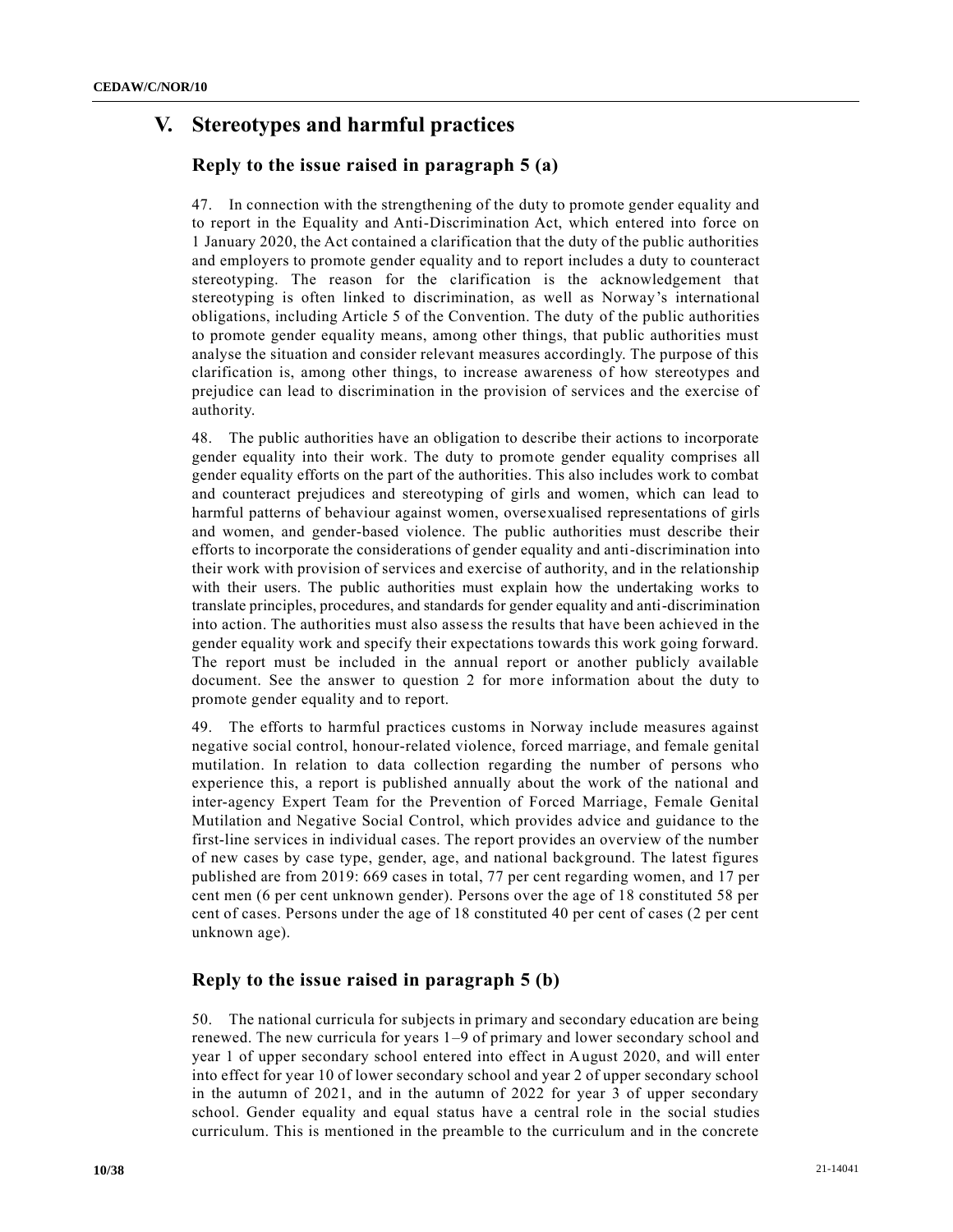# V. Stereotypes and harmful practices

## Reply to the issue raised in paragraph 5 (a)

47. In connection with the strengthening of the duty to promote gender equality and to report in the Equality and Anti-Discrimination Act, which entered into force on 1 January 2020, the Act contained a clarification that the duty of the public authorities and employers to promote gender equality and to report includes a duty to counteract stereotyping. The reason for the clarification is the acknowledgement that stereotyping is often linked to discrimination, as well as Norway's international obligations, including Article 5 of the Convention. The duty of the public authorities to promote gender equality means, among other things, that public authorities must analyse the situation and consider relevant measures accordingly. The purpose of this clarification is, among other things, to increase awareness of how stereotypes and prejudice can lead to discrimination in the provision of services and the exercise of authority.

48. The public authorities have an obligation to describe their actions to incorporate gender equality into their work. The duty to promote gender equality comprises all gender equality efforts on the part of the authorities. This also includes work to combat and counteract prejudices and stereotyping of girls and women, which can lead to harmful patterns of behaviour against women, oversexualised representations of girls and women, and gender-based violence. The public authorities must describe their efforts to incorporate the considerations of gender equality and anti-discrimination into their work with provision of services and exercise of authority, and in the relationship with their users. The public authorities must explain how the undertaking works to translate principles, procedures, and standards for gender equality and anti-discrimination into action. The authorities must also assess the results that have been achieved in the gender equality work and specify their expectations towards this work going forward. The report must be included in the annual report or another publicly available document. See the answer to question 2 for more information about the duty to promote gender equality and to report.

49. The efforts to harmful practices customs in Norway include measures against negative social control, honour-related violence, forced marriage, and female genital mutilation. In relation to data collection regarding the number of persons who experience this, a report is published annually about the work of the national and inter-agency Expert Team for the Prevention of Forced Marriage, Female Genital Mutilation and Negative Social Control, which provides advice and guidance to the first-line services in individual cases. The report provides an overview of the number of new cases by case type, gender, age, and national background. The latest figures published are from 2019: 669 cases in total, 77 per cent regarding women, and 17 per cent men (6 per cent unknown gender). Persons over the age of 18 constituted 58 per cent of cases. Persons under the age of 18 constituted 40 per cent of cases (2 per cent unknown age).

## Reply to the issue raised in paragraph 5 (b)

50. The national curricula for subjects in primary and secondary education are being renewed. The new curricula for years 1–9 of primary and lower secondary school and year 1 of upper secondary school entered into effect in August 2020, and will enter into effect for year 10 of lower secondary school and year 2 of upper secondary school in the autumn of 2021, and in the autumn of 2022 for year 3 of upper secondary school. Gender equality and equal status have a central role in the social studies curriculum. This is mentioned in the preamble to the curriculum and in the concrete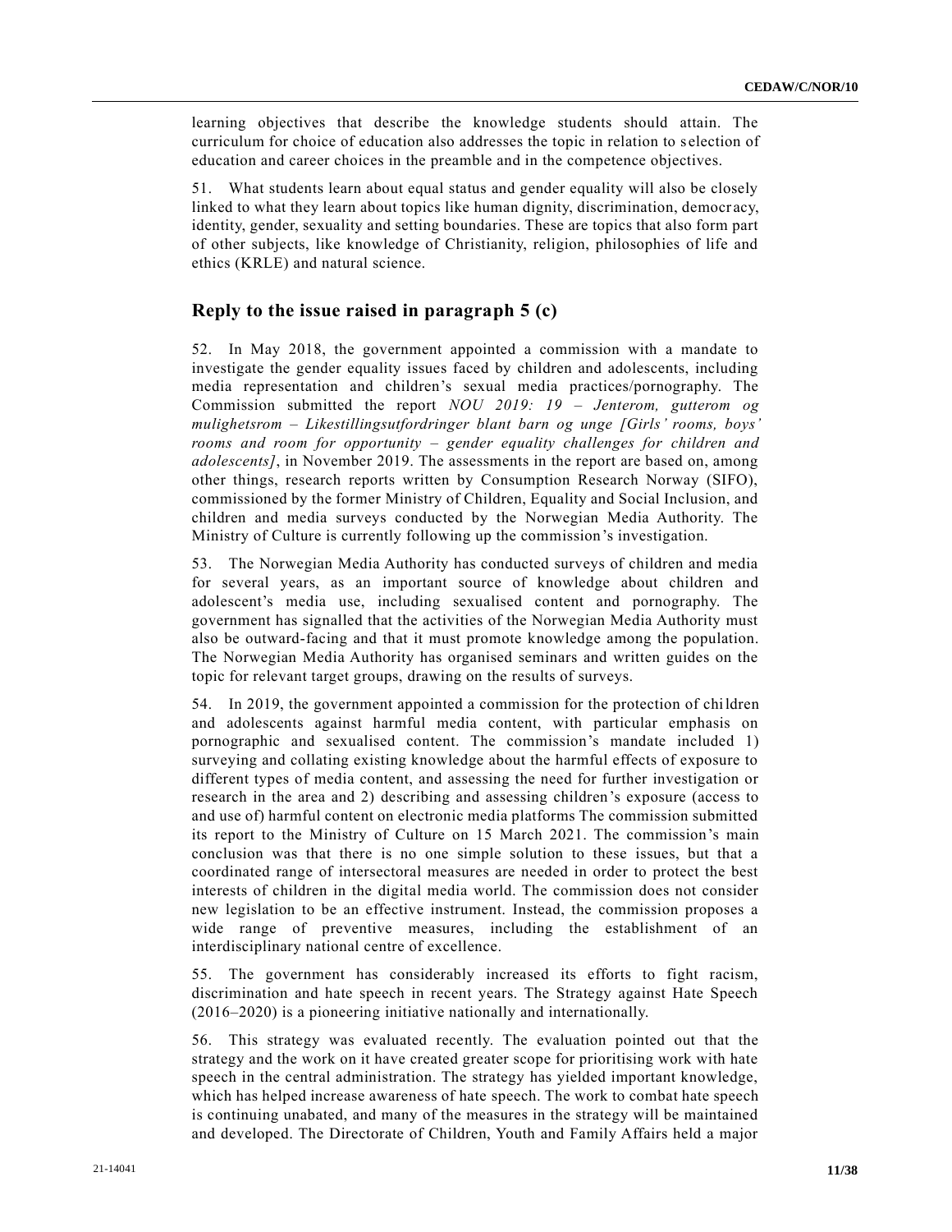learning objectives that describe the knowledge students should attain. The curriculum for choice of education also addresses the topic in relation to selection of education and career choices in the preamble and in the competence objectives.

51. What students learn about equal status and gender equality will also be closely linked to what they learn about topics like human dignity, discrimination, democracy, identity, gender, sexuality and setting boundaries. These are topics that also form part of other subjects, like knowledge of Christianity, religion, philosophies of life and ethics (KRLE) and natural science.

## Reply to the issue raised in paragraph 5 (c)

52. In May 2018, the government appointed a commission with a mandate to investigate the gender equality issues faced by children and adolescents, including media representation and children's sexual media practices/pornography. The Commission submitted the report *NOU 2019: 19 – Jenterom, gutterom og mulighetsrom – Likestillingsutfordringer blant barn og unge [Girls' rooms, boys' rooms and room for opportunity – gender equality challenges for children and adolescents]*, in November 2019. The assessments in the report are based on, among other things, research reports written by Consumption Research Norway (SIFO), commissioned by the former Ministry of Children, Equality and Social Inclusion, and children and media surveys conducted by the Norwegian Media Authority. The Ministry of Culture is currently following up the commission's investigation.

53. The Norwegian Media Authority has conducted surveys of children and media for several years, as an important source of knowledge about children and adolescent's media use, including sexualised content and pornography. The government has signalled that the activities of the Norwegian Media Authority must also be outward-facing and that it must promote knowledge among the population. The Norwegian Media Authority has organised seminars and written guides on the topic for relevant target groups, drawing on the results of surveys.

54. In 2019, the government appointed a commission for the protection of children and adolescents against harmful media content, with particular emphasis on pornographic and sexualised content. The commission's mandate included 1) surveying and collating existing knowledge about the harmful effects of exposure to different types of media content, and assessing the need for further investigation or research in the area and 2) describing and assessing children's exposure (access to and use of) harmful content on electronic media platforms The commission submitted its report to the Ministry of Culture on 15 March 2021. The commission's main conclusion was that there is no one simple solution to these issues, but that a coordinated range of intersectoral measures are needed in order to protect the best interests of children in the digital media world. The commission does not consider new legislation to be an effective instrument. Instead, the commission proposes a wide range of preventive measures, including the establishment of an interdisciplinary national centre of excellence.

55. The government has considerably increased its efforts to fight racism, discrimination and hate speech in recent years. The Strategy against Hate Speech (2016–2020) is a pioneering initiative nationally and internationally.

56. This strategy was evaluated recently. The evaluation pointed out that the strategy and the work on it have created greater scope for prioritising work with hate speech in the central administration. The strategy has yielded important knowledge, which has helped increase awareness of hate speech. The work to combat hate speech is continuing unabated, and many of the measures in the strategy will be maintained and developed. The Directorate of Children, Youth and Family Affairs held a major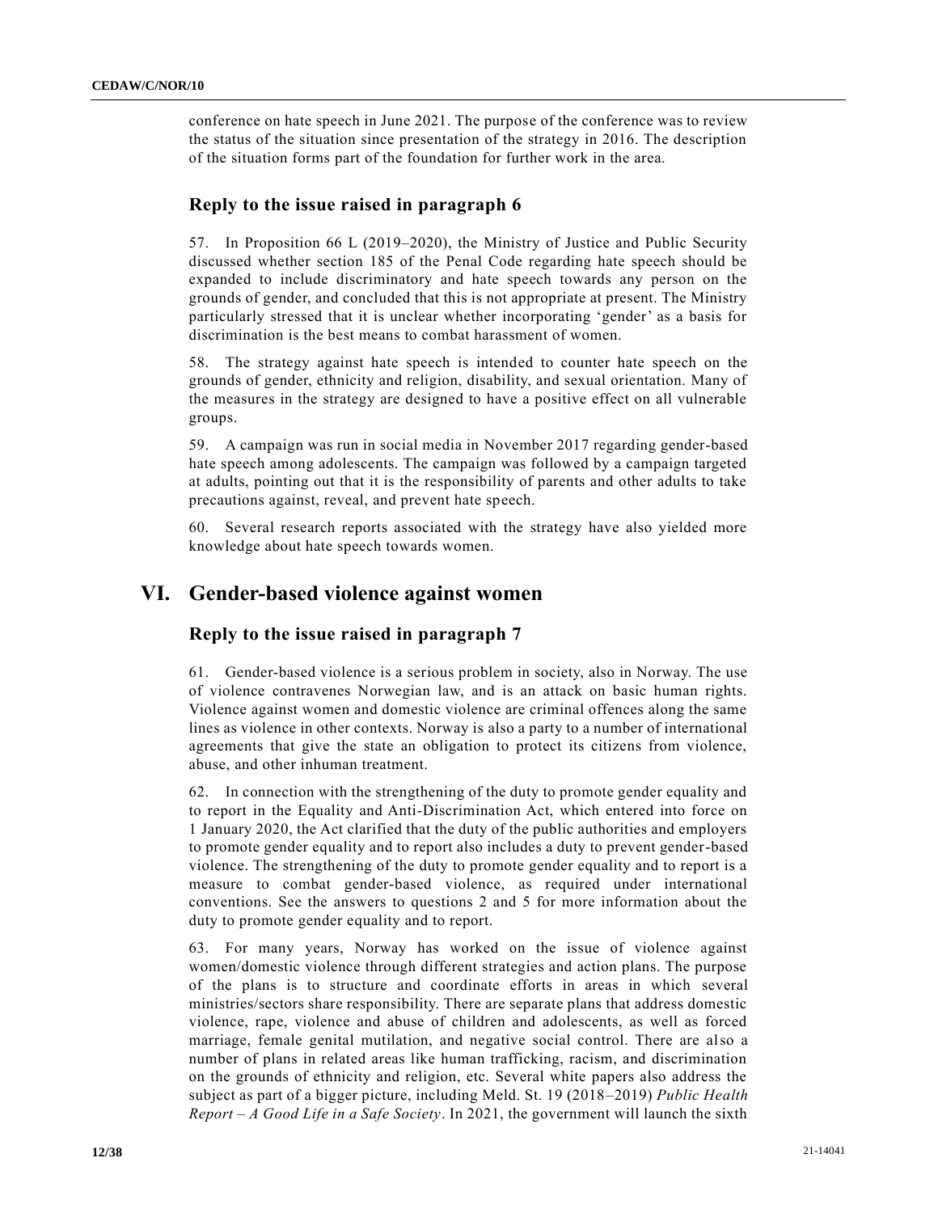conference on hate speech in June 2021. The purpose of the conference was to review the status of the situation since presentation of the strategy in 2016. The description of the situation forms part of the foundation for further work in the area.

### Reply to the issue raised in paragraph 6

57. In Proposition 66 L (2019–2020), the Ministry of Justice and Public Security discussed whether section 185 of the Penal Code regarding hate speech should be expanded to include discriminatory and hate speech towards any person on the grounds of gender, and concluded that this is not appropriate at present. The Ministry particularly stressed that it is unclear whether incorporating 'gender' as a basis for discrimination is the best means to combat harassment of women.

58. The strategy against hate speech is intended to counter hate speech on the grounds of gender, ethnicity and religion, disability, and sexual orientation. Many of the measures in the strategy are designed to have a positive effect on all vulnerable groups.

59. A campaign was run in social media in November 2017 regarding gender-based hate speech among adolescents. The campaign was followed by a campaign targeted at adults, pointing out that it is the responsibility of parents and other adults to take precautions against, reveal, and prevent hate speech.

60. Several research reports associated with the strategy have also yielded more knowledge about hate speech towards women.

## VI. Gender-based violence against women

### Reply to the issue raised in paragraph 7

61. Gender-based violence is a serious problem in society, also in Norway. The use of violence contravenes Norwegian law, and is an attack on basic human rights. Violence against women and domestic violence are criminal offences along the same lines as violence in other contexts. Norway is also a party to a number of international agreements that give the state an obligation to protect its citizens from violence, abuse, and other inhuman treatment.

62. In connection with the strengthening of the duty to promote gender equality and to report in the Equality and Anti-Discrimination Act, which entered into force on 1 January 2020, the Act clarified that the duty of the public authorities and employers to promote gender equality and to report also includes a duty to prevent gender-based violence. The strengthening of the duty to promote gender equality and to report is a measure to combat gender-based violence, as required under international conventions. See the answers to questions 2 and 5 for more information about the duty to promote gender equality and to report.

63. For many years, Norway has worked on the issue of violence against women/domestic violence through different strategies and action plans. The purpose of the plans is to structure and coordinate efforts in areas in which several ministries/sectors share responsibility. There are separate plans that address domestic violence, rape, violence and abuse of children and adolescents, as well as forced marriage, female genital mutilation, and negative social control. There are also a number of plans in related areas like human trafficking, racism, and discrimination on the grounds of ethnicity and religion, etc. Several white papers also address the subject as part of a bigger picture, including Meld. St. 19 (2018–2019) *Public Health Report – A Good Life in a Safe Society*. In 2021, the government will launch the sixth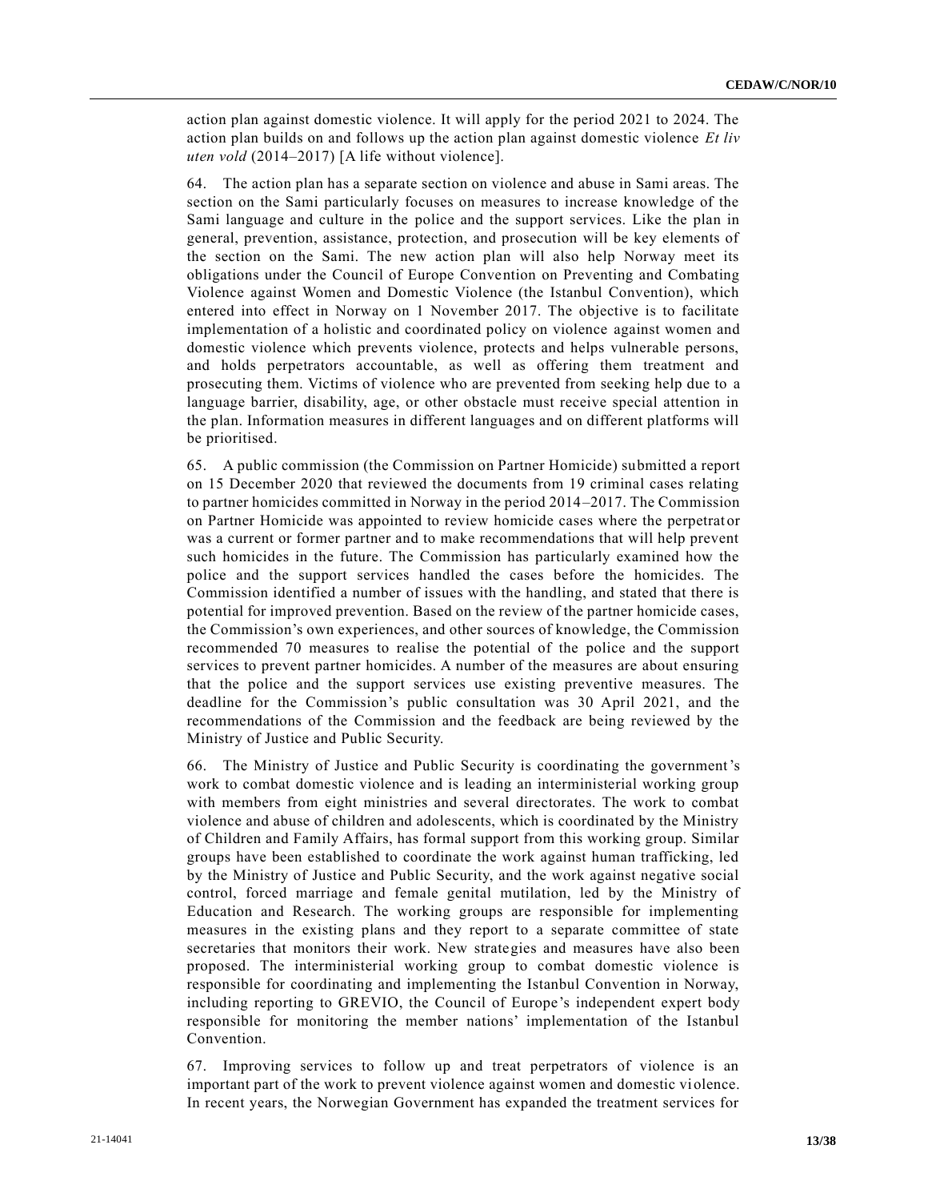action plan against domestic violence. It will apply for the period 2021 to 2024. The action plan builds on and follows up the action plan against domestic violence *Et liv uten vold* (2014–2017) [A life without violence].

64. The action plan has a separate section on violence and abuse in Sami areas. The section on the Sami particularly focuses on measures to increase knowledge of the Sami language and culture in the police and the support services. Like the plan in general, prevention, assistance, protection, and prosecution will be key elements of the section on the Sami. The new action plan will also help Norway meet its obligations under the Council of Europe Convention on Preventing and Combating Violence against Women and Domestic Violence (the Istanbul Convention), which entered into effect in Norway on 1 November 2017. The objective is to facilitate implementation of a holistic and coordinated policy on violence against women and domestic violence which prevents violence, protects and helps vulnerable persons, and holds perpetrators accountable, as well as offering them treatment and prosecuting them. Victims of violence who are prevented from seeking help due to a language barrier, disability, age, or other obstacle must receive special attention in the plan. Information measures in different languages and on different platforms will be prioritised.

65. A public commission (the Commission on Partner Homicide) submitted a report on 15 December 2020 that reviewed the documents from 19 criminal cases relating to partner homicides committed in Norway in the period 2014–2017. The Commission on Partner Homicide was appointed to review homicide cases where the perpetrator was a current or former partner and to make recommendations that will help prevent such homicides in the future. The Commission has particularly examined how the police and the support services handled the cases before the homicides. The Commission identified a number of issues with the handling, and stated that there is potential for improved prevention. Based on the review of the partner homicide cases, the Commission's own experiences, and other sources of knowledge, the Commission recommended 70 measures to realise the potential of the police and the support services to prevent partner homicides. A number of the measures are about ensuring that the police and the support services use existing preventive measures. The deadline for the Commission's public consultation was 30 April 2021, and the recommendations of the Commission and the feedback are being reviewed by the Ministry of Justice and Public Security.

66. The Ministry of Justice and Public Security is coordinating the government's work to combat domestic violence and is leading an interministerial working group with members from eight ministries and several directorates. The work to combat violence and abuse of children and adolescents, which is coordinated by the Ministry of Children and Family Affairs, has formal support from this working group. Similar groups have been established to coordinate the work against human trafficking, led by the Ministry of Justice and Public Security, and the work against negative social control, forced marriage and female genital mutilation, led by the Ministry of Education and Research. The working groups are responsible for implementing measures in the existing plans and they report to a separate committee of state secretaries that monitors their work. New strategies and measures have also been proposed. The interministerial working group to combat domestic violence is responsible for coordinating and implementing the Istanbul Convention in Norway, including reporting to GREVIO, the Council of Europe's independent expert body responsible for monitoring the member nations' implementation of the Istanbul Convention.

67. Improving services to follow up and treat perpetrators of violence is an important part of the work to prevent violence against women and domestic violence. In recent years, the Norwegian Government has expanded the treatment services for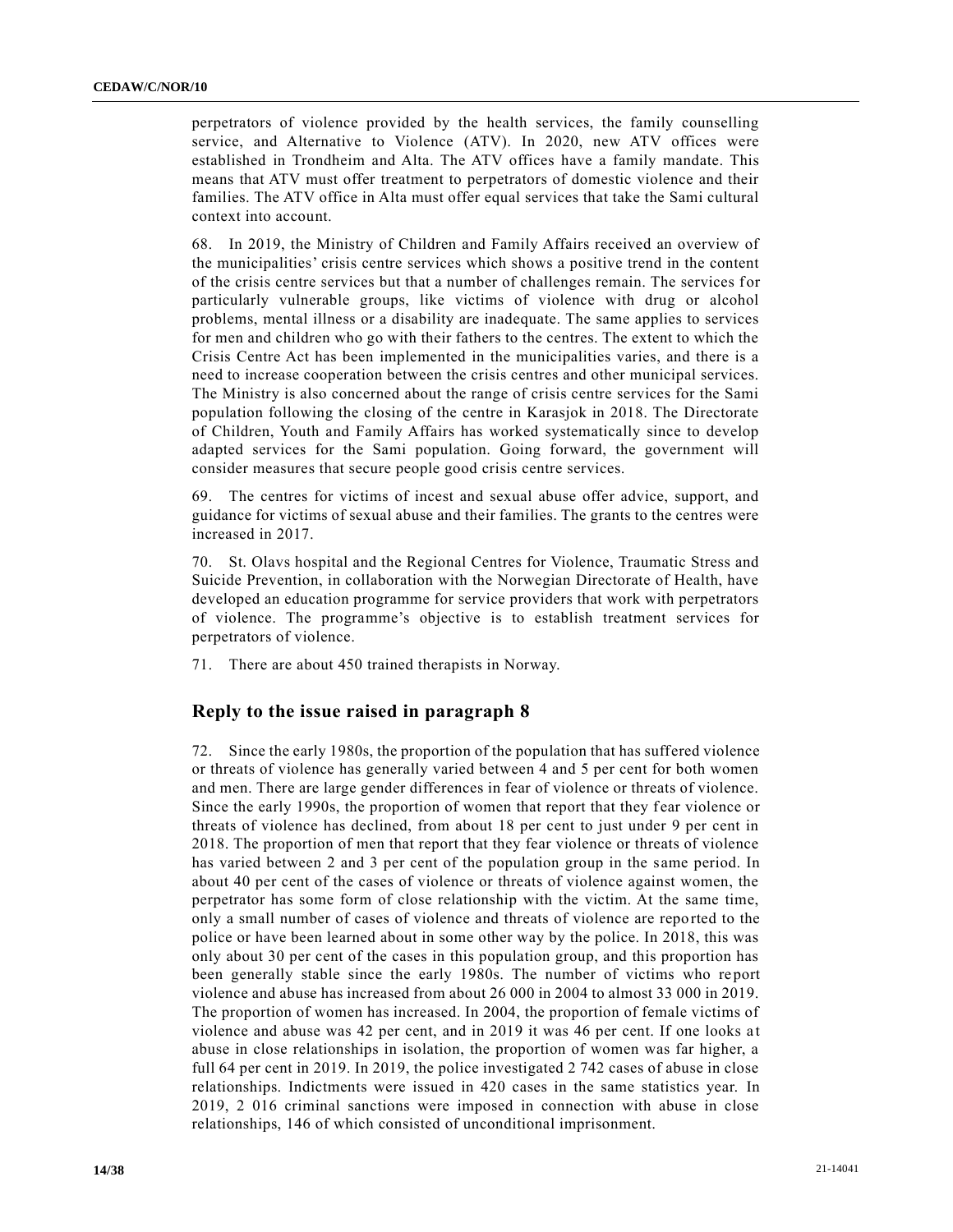perpetrators of violence provided by the health services, the family counselling service, and Alternative to Violence (ATV). In 2020, new ATV offices were established in Trondheim and Alta. The ATV offices have a family mandate. This means that ATV must offer treatment to perpetrators of domestic violence and their families. The ATV office in Alta must offer equal services that take the Sami cultural context into account.

68. In 2019, the Ministry of Children and Family Affairs received an overview of the municipalities' crisis centre services which shows a positive trend in the content of the crisis centre services but that a number of challenges remain. The services for particularly vulnerable groups, like victims of violence with drug or alcohol problems, mental illness or a disability are inadequate. The same applies to services for men and children who go with their fathers to the centres. The extent to which the Crisis Centre Act has been implemented in the municipalities varies, and there is a need to increase cooperation between the crisis centres and other municipal services. The Ministry is also concerned about the range of crisis centre services for the Sami population following the closing of the centre in Karasjok in 2018. The Directorate of Children, Youth and Family Affairs has worked systematically since to develop adapted services for the Sami population. Going forward, the government will consider measures that secure people good crisis centre services.

69. The centres for victims of incest and sexual abuse offer advice, support, and guidance for victims of sexual abuse and their families. The grants to the centres were increased in 2017.

70. St. Olavs hospital and the Regional Centres for Violence, Traumatic Stress and Suicide Prevention, in collaboration with the Norwegian Directorate of Health, have developed an education programme for service providers that work with perpetrators of violence. The programme's objective is to establish treatment services for perpetrators of violence.

71. There are about 450 trained therapists in Norway.

## Reply to the issue raised in paragraph 8

72. Since the early 1980s, the proportion of the population that has suffered violence or threats of violence has generally varied between 4 and 5 per cent for both women and men. There are large gender differences in fear of violence or threats of violence. Since the early 1990s, the proportion of women that report that they fear violence or threats of violence has declined, from about 18 per cent to just under 9 per cent in 2018. The proportion of men that report that they fear violence or threats of violence has varied between 2 and 3 per cent of the population group in the same period. In about 40 per cent of the cases of violence or threats of violence against women, the perpetrator has some form of close relationship with the victim. At the same time, only a small number of cases of violence and threats of violence are reported to the police or have been learned about in some other way by the police. In 2018, this was only about 30 per cent of the cases in this population group, and this proportion has been generally stable since the early 1980s. The number of victims who report violence and abuse has increased from about 26 000 in 2004 to almost 33 000 in 2019. The proportion of women has increased. In 2004, the proportion of female victims of violence and abuse was 42 per cent, and in 2019 it was 46 per cent. If one looks at abuse in close relationships in isolation, the proportion of women was far higher, a full 64 per cent in 2019. In 2019, the police investigated 2 742 cases of abuse in close relationships. Indictments were issued in 420 cases in the same statistics year. In 2019, 2 016 criminal sanctions were imposed in connection with abuse in close relationships, 146 of which consisted of unconditional imprisonment.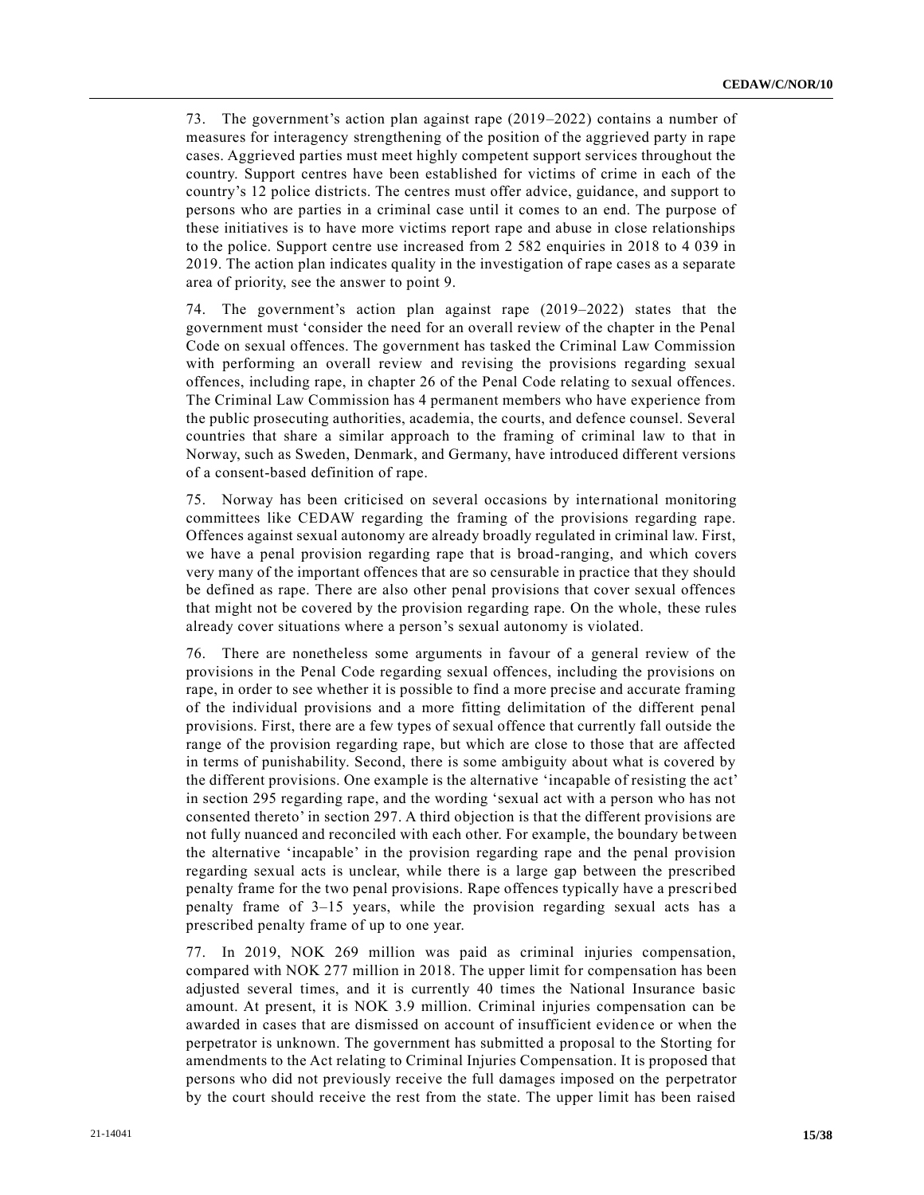73. The government's action plan against rape (2019–2022) contains a number of measures for interagency strengthening of the position of the aggrieved party in rape cases. Aggrieved parties must meet highly competent support services throughout the country. Support centres have been established for victims of crime in each of the country's 12 police districts. The centres must offer advice, guidance, and support to persons who are parties in a criminal case until it comes to an end. The purpose of these initiatives is to have more victims report rape and abuse in close relationships to the police. Support centre use increased from 2 582 enquiries in 2018 to 4 039 in 2019. The action plan indicates quality in the investigation of rape cases as a separate area of priority, see the answer to point 9.

74. The government's action plan against rape (2019–2022) states that the government must 'consider the need for an overall review of the chapter in the Penal Code on sexual offences. The government has tasked the Criminal Law Commission with performing an overall review and revising the provisions regarding sexual offences, including rape, in chapter 26 of the Penal Code relating to sexual offences. The Criminal Law Commission has 4 permanent members who have experience from the public prosecuting authorities, academia, the courts, and defence counsel. Several countries that share a similar approach to the framing of criminal law to that in Norway, such as Sweden, Denmark, and Germany, have introduced different versions of a consent-based definition of rape.

75. Norway has been criticised on several occasions by international monitoring committees like CEDAW regarding the framing of the provisions regarding rape. Offences against sexual autonomy are already broadly regulated in criminal law. First, we have a penal provision regarding rape that is broad-ranging, and which covers very many of the important offences that are so censurable in practice that they should be defined as rape. There are also other penal provisions that cover sexual offences that might not be covered by the provision regarding rape. On the whole, these rules already cover situations where a person's sexual autonomy is violated.

76. There are nonetheless some arguments in favour of a general review of the provisions in the Penal Code regarding sexual offences, including the provisions on rape, in order to see whether it is possible to find a more precise and accurate framing of the individual provisions and a more fitting delimitation of the different penal provisions. First, there are a few types of sexual offence that currently fall outside the range of the provision regarding rape, but which are close to those that are affected in terms of punishability. Second, there is some ambiguity about what is covered by the different provisions. One example is the alternative 'incapable of resisting the act' in section 295 regarding rape, and the wording 'sexual act with a person who has not consented thereto' in section 297. A third objection is that the different provisions are not fully nuanced and reconciled with each other. For example, the boundary between the alternative 'incapable' in the provision regarding rape and the penal provision regarding sexual acts is unclear, while there is a large gap between the prescribed penalty frame for the two penal provisions. Rape offences typically have a prescribed penalty frame of 3–15 years, while the provision regarding sexual acts has a prescribed penalty frame of up to one year.

77. In 2019, NOK 269 million was paid as criminal injuries compensation, compared with NOK 277 million in 2018. The upper limit for compensation has been adjusted several times, and it is currently 40 times the National Insurance basic amount. At present, it is NOK 3.9 million. Criminal injuries compensation can be awarded in cases that are dismissed on account of insufficient evidence or when the perpetrator is unknown. The government has submitted a proposal to the Storting for amendments to the Act relating to Criminal Injuries Compensation. It is proposed that persons who did not previously receive the full damages imposed on the perpetrator by the court should receive the rest from the state. The upper limit has been raised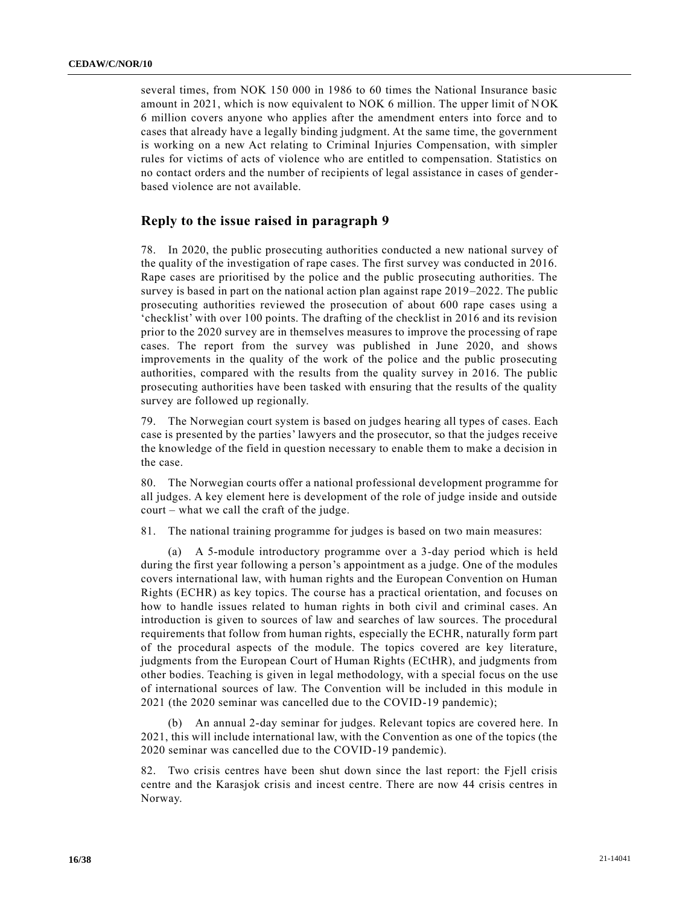several times, from NOK 150 000 in 1986 to 60 times the National Insurance basic amount in 2021, which is now equivalent to NOK 6 million. The upper limit of NOK 6 million covers anyone who applies after the amendment enters into force and to cases that already have a legally binding judgment. At the same time, the government is working on a new Act relating to Criminal Injuries Compensation, with simpler rules for victims of acts of violence who are entitled to compensation. Statistics on no contact orders and the number of recipients of legal assistance in cases of gender-based violence are not available.

## Reply to the issue raised in paragraph 9

78. In 2020, the public prosecuting authorities conducted a new national survey of the quality of the investigation of rape cases. The first survey was conducted in 2016. Rape cases are prioritised by the police and the public prosecuting authorities. The survey is based in part on the national action plan against rape 2019–2022. The public prosecuting authorities reviewed the prosecution of about 600 rape cases using a 'checklist' with over 100 points. The drafting of the checklist in 2016 and its revision prior to the 2020 survey are in themselves measures to improve the processing of rape cases. The report from the survey was published in June 2020, and shows improvements in the quality of the work of the police and the public prosecuting authorities, compared with the results from the quality survey in 2016. The public prosecuting authorities have been tasked with ensuring that the results of the quality survey are followed up regionally.

79. The Norwegian court system is based on judges hearing all types of cases. Each case is presented by the parties' lawyers and the prosecutor, so that the judges receive the knowledge of the field in question necessary to enable them to make a decision in the case.

80. The Norwegian courts offer a national professional development programme for all judges. A key element here is development of the role of judge inside and outside court – what we call the craft of the judge.

81. The national training programme for judges is based on two main measures:

(a) A 5-module introductory programme over a 3-day period which is held during the first year following a person's appointment as a judge. One of the modules covers international law, with human rights and the European Convention on Human Rights (ECHR) as key topics. The course has a practical orientation, and focuses on how to handle issues related to human rights in both civil and criminal cases. An introduction is given to sources of law and searches of law sources. The procedural requirements that follow from human rights, especially the ECHR, naturally form part of the procedural aspects of the module. The topics covered are key literature, judgments from the European Court of Human Rights (ECtHR), and judgments from other bodies. Teaching is given in legal methodology, with a special focus on the use of international sources of law. The Convention will be included in this module in 2021 (the 2020 seminar was cancelled due to the COVID-19 pandemic);

(b) An annual 2-day seminar for judges. Relevant topics are covered here. In 2021, this will include international law, with the Convention as one of the topics (the 2020 seminar was cancelled due to the COVID-19 pandemic).

82. Two crisis centres have been shut down since the last report: the Fjell crisis centre and the Karasjok crisis and incest centre. There are now 44 crisis centres in Norway.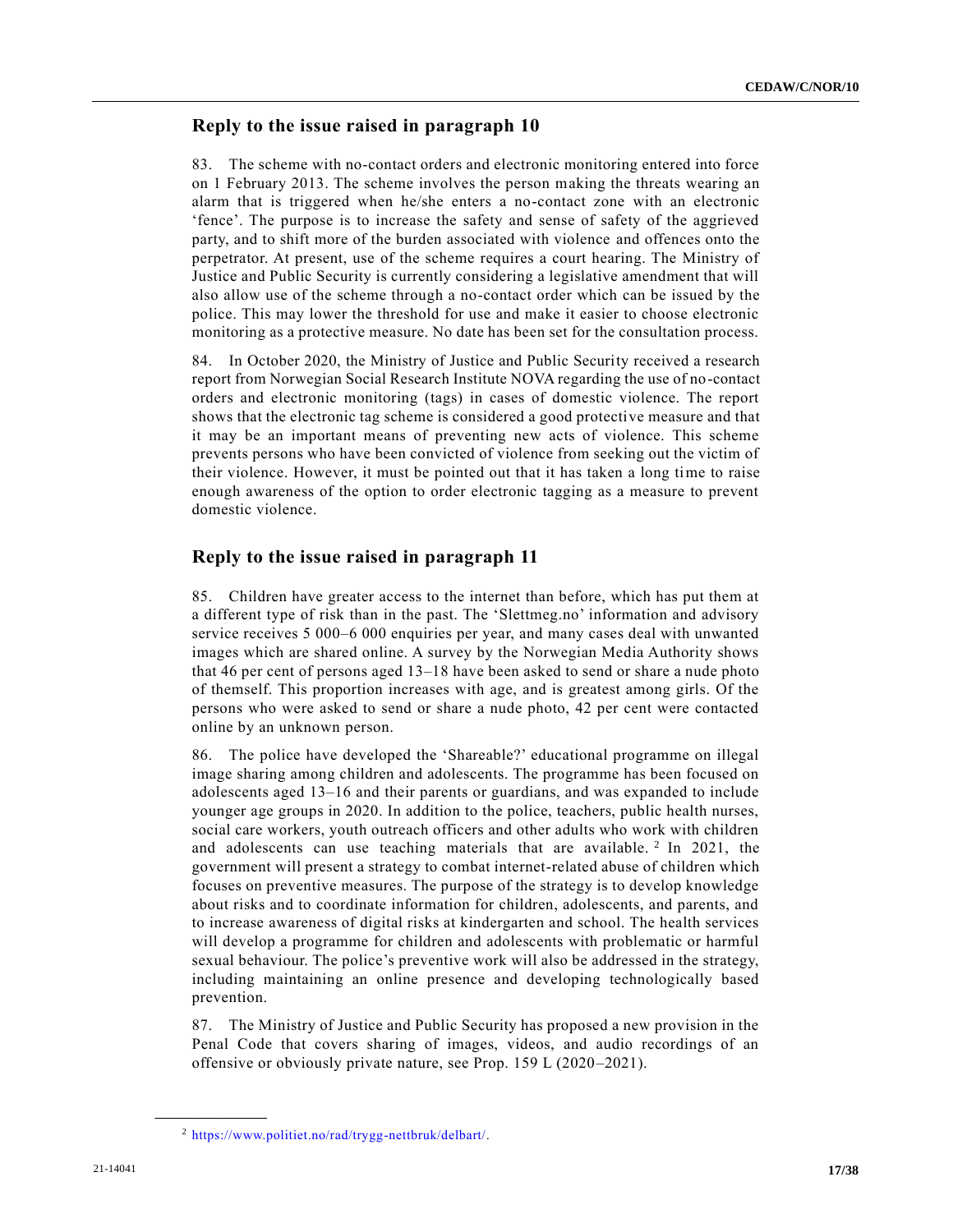## Reply to the issue raised in paragraph 10

83. The scheme with no-contact orders and electronic monitoring entered into force on 1 February 2013. The scheme involves the person making the threats wearing an alarm that is triggered when he/she enters a no-contact zone with an electronic 'fence'. The purpose is to increase the safety and sense of safety of the aggrieved party, and to shift more of the burden associated with violence and offences onto the perpetrator. At present, use of the scheme requires a court hearing. The Ministry of Justice and Public Security is currently considering a legislative amendment that will also allow use of the scheme through a no-contact order which can be issued by the police. This may lower the threshold for use and make it easier to choose electronic monitoring as a protective measure. No date has been set for the consultation process.

84. In October 2020, the Ministry of Justice and Public Security received a research report from Norwegian Social Research Institute NOVA regarding the use of no-contact orders and electronic monitoring (tags) in cases of domestic violence. The report shows that the electronic tag scheme is considered a good protective measure and that it may be an important means of preventing new acts of violence. This scheme prevents persons who have been convicted of violence from seeking out the victim of their violence. However, it must be pointed out that it has taken a long time to raise enough awareness of the option to order electronic tagging as a measure to prevent domestic violence.

## Reply to the issue raised in paragraph 11

85. Children have greater access to the internet than before, which has put them at a different type of risk than in the past. The 'Slettmeg.no' information and advisory service receives 5 000–6 000 enquiries per year, and many cases deal with unwanted images which are shared online. A survey by the Norwegian Media Authority shows that 46 per cent of persons aged 13–18 have been asked to send or share a nude photo of themself. This proportion increases with age, and is greatest among girls. Of the persons who were asked to send or share a nude photo, 42 per cent were contacted online by an unknown person.

86. The police have developed the 'Shareable?' educational programme on illegal image sharing among children and adolescents. The programme has been focused on adolescents aged 13–16 and their parents or guardians, and was expanded to include younger age groups in 2020. In addition to the police, teachers, public health nurses, social care workers, youth outreach officers and other adults who work with children and adolescents can use teaching materials that are available.[2] In 2021, the government will present a strategy to combat internet-related abuse of children which focuses on preventive measures. The purpose of the strategy is to develop knowledge about risks and to coordinate information for children, adolescents, and parents, and to increase awareness of digital risks at kindergarten and school. The health services will develop a programme for children and adolescents with problematic or harmful sexual behaviour. The police's preventive work will also be addressed in the strategy, including maintaining an online presence and developing technologically based prevention.

87. The Ministry of Justice and Public Security has proposed a new provision in the Penal Code that covers sharing of images, videos, and audio recordings of an offensive or obviously private nature, see Prop. 159 L (2020–2021).

---

[2] https://www.politiet.no/rad/trygg-nettbruk/delbart/.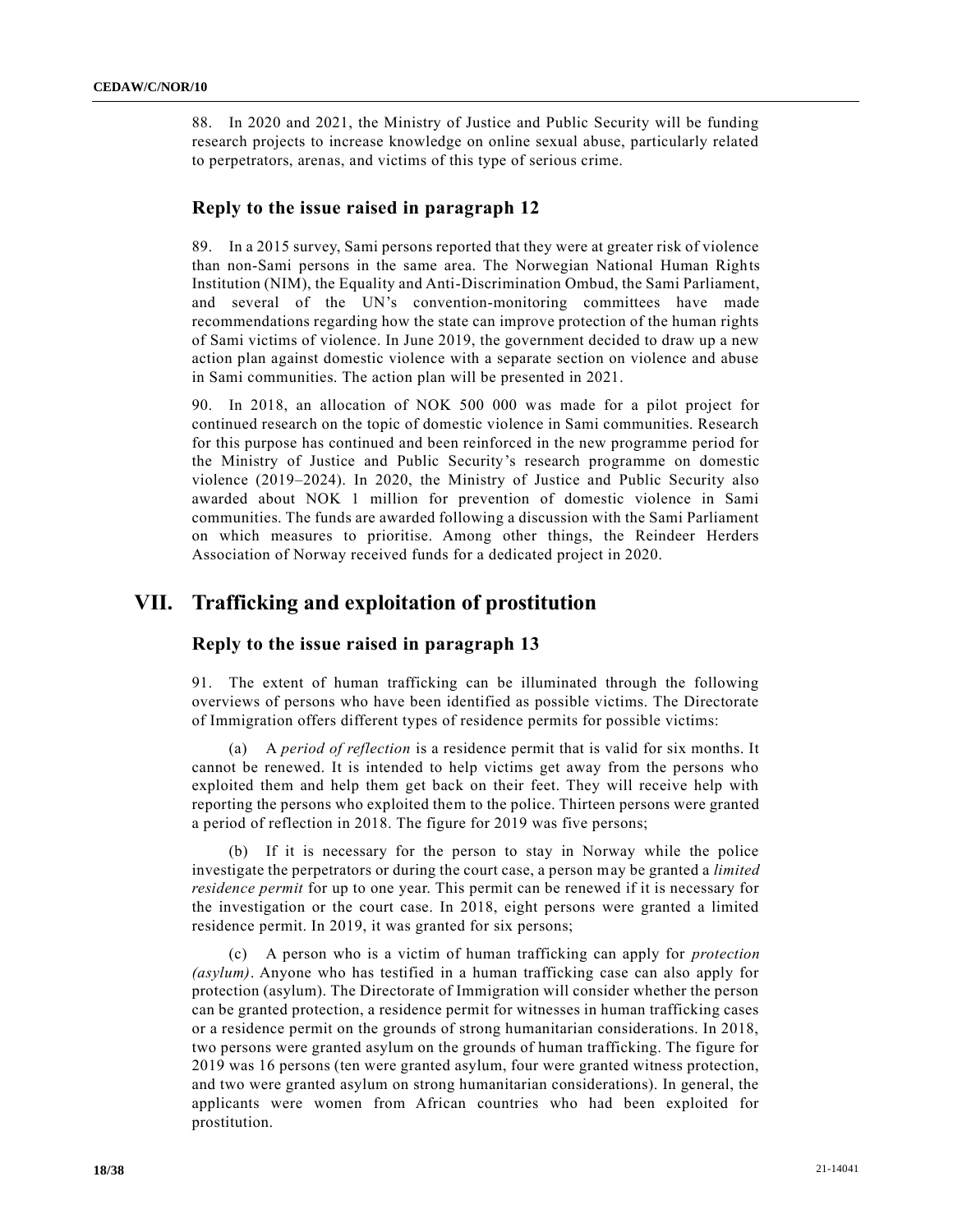88. In 2020 and 2021, the Ministry of Justice and Public Security will be funding research projects to increase knowledge on online sexual abuse, particularly related to perpetrators, arenas, and victims of this type of serious crime.

### Reply to the issue raised in paragraph 12

89. In a 2015 survey, Sami persons reported that they were at greater risk of violence than non-Sami persons in the same area. The Norwegian National Human Rights Institution (NIM), the Equality and Anti-Discrimination Ombud, the Sami Parliament, and several of the UN's convention-monitoring committees have made recommendations regarding how the state can improve protection of the human rights of Sami victims of violence. In June 2019, the government decided to draw up a new action plan against domestic violence with a separate section on violence and abuse in Sami communities. The action plan will be presented in 2021.

90. In 2018, an allocation of NOK 500 000 was made for a pilot project for continued research on the topic of domestic violence in Sami communities. Research for this purpose has continued and been reinforced in the new programme period for the Ministry of Justice and Public Security's research programme on domestic violence (2019–2024). In 2020, the Ministry of Justice and Public Security also awarded about NOK 1 million for prevention of domestic violence in Sami communities. The funds are awarded following a discussion with the Sami Parliament on which measures to prioritise. Among other things, the Reindeer Herders Association of Norway received funds for a dedicated project in 2020.

## VII. Trafficking and exploitation of prostitution

### Reply to the issue raised in paragraph 13

91. The extent of human trafficking can be illuminated through the following overviews of persons who have been identified as possible victims. The Directorate of Immigration offers different types of residence permits for possible victims:

(a) A *period of reflection* is a residence permit that is valid for six months. It cannot be renewed. It is intended to help victims get away from the persons who exploited them and help them get back on their feet. They will receive help with reporting the persons who exploited them to the police. Thirteen persons were granted a period of reflection in 2018. The figure for 2019 was five persons;

(b) If it is necessary for the person to stay in Norway while the police investigate the perpetrators or during the court case, a person may be granted a *limited residence permit* for up to one year. This permit can be renewed if it is necessary for the investigation or the court case. In 2018, eight persons were granted a limited residence permit. In 2019, it was granted for six persons;

(c) A person who is a victim of human trafficking can apply for *protection (asylum)*. Anyone who has testified in a human trafficking case can also apply for protection (asylum). The Directorate of Immigration will consider whether the person can be granted protection, a residence permit for witnesses in human trafficking cases or a residence permit on the grounds of strong humanitarian considerations. In 2018, two persons were granted asylum on the grounds of human trafficking. The figure for 2019 was 16 persons (ten were granted asylum, four were granted witness protection, and two were granted asylum on strong humanitarian considerations). In general, the applicants were women from African countries who had been exploited for prostitution.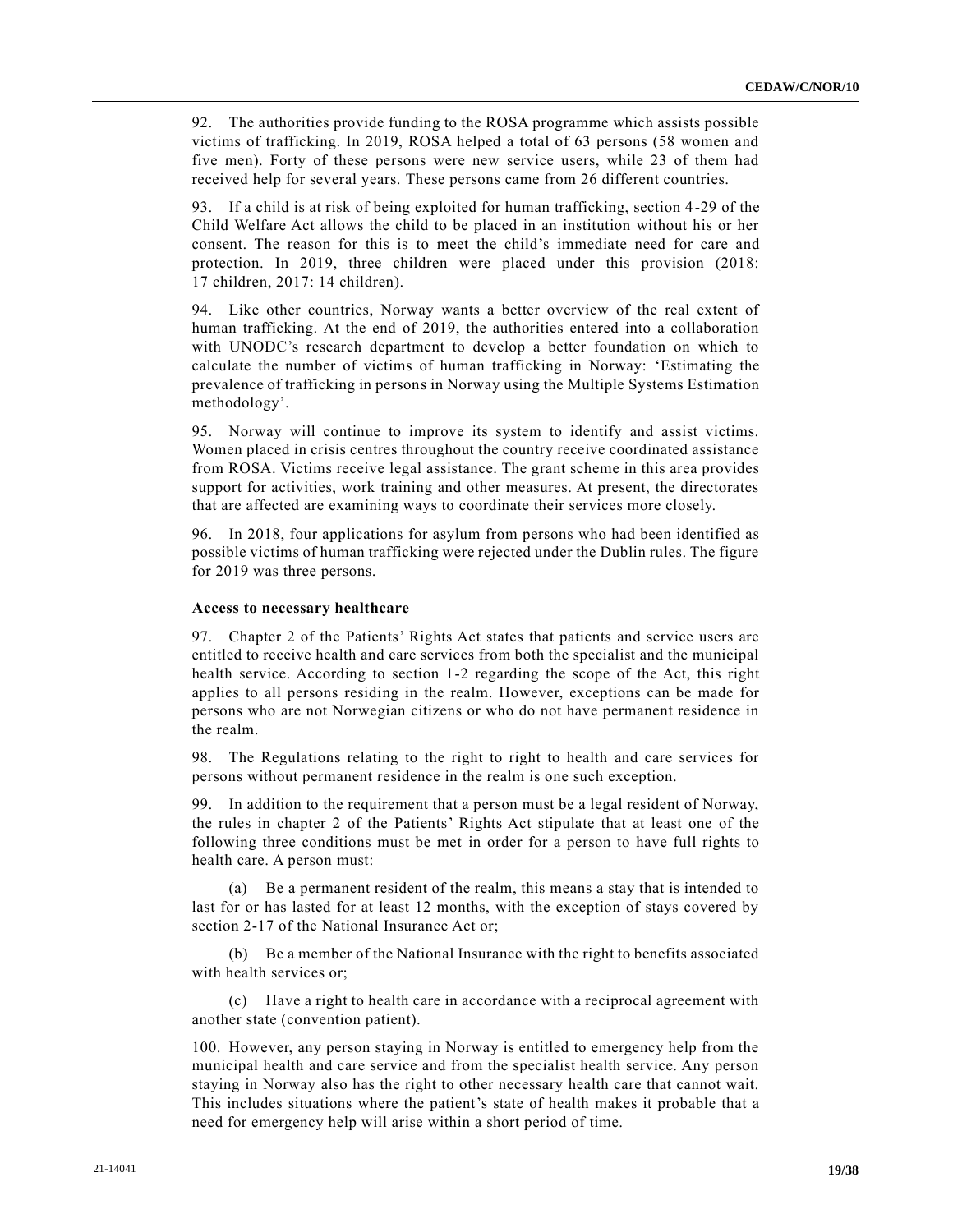92. The authorities provide funding to the ROSA programme which assists possible victims of trafficking. In 2019, ROSA helped a total of 63 persons (58 women and five men). Forty of these persons were new service users, while 23 of them had received help for several years. These persons came from 26 different countries.

93. If a child is at risk of being exploited for human trafficking, section 4-29 of the Child Welfare Act allows the child to be placed in an institution without his or her consent. The reason for this is to meet the child's immediate need for care and protection. In 2019, three children were placed under this provision (2018: 17 children, 2017: 14 children).

94. Like other countries, Norway wants a better overview of the real extent of human trafficking. At the end of 2019, the authorities entered into a collaboration with UNODC's research department to develop a better foundation on which to calculate the number of victims of human trafficking in Norway: 'Estimating the prevalence of trafficking in persons in Norway using the Multiple Systems Estimation methodology'.

95. Norway will continue to improve its system to identify and assist victims. Women placed in crisis centres throughout the country receive coordinated assistance from ROSA. Victims receive legal assistance. The grant scheme in this area provides support for activities, work training and other measures. At present, the directorates that are affected are examining ways to coordinate their services more closely.

96. In 2018, four applications for asylum from persons who had been identified as possible victims of human trafficking were rejected under the Dublin rules. The figure for 2019 was three persons.

**Access to necessary healthcare**

97. Chapter 2 of the Patients' Rights Act states that patients and service users are entitled to receive health and care services from both the specialist and the municipal health service. According to section 1-2 regarding the scope of the Act, this right applies to all persons residing in the realm. However, exceptions can be made for persons who are not Norwegian citizens or who do not have permanent residence in the realm.

98. The Regulations relating to the right to right to health and care services for persons without permanent residence in the realm is one such exception.

99. In addition to the requirement that a person must be a legal resident of Norway, the rules in chapter 2 of the Patients' Rights Act stipulate that at least one of the following three conditions must be met in order for a person to have full rights to health care. A person must:

(a) Be a permanent resident of the realm, this means a stay that is intended to last for or has lasted for at least 12 months, with the exception of stays covered by section 2-17 of the National Insurance Act or;

(b) Be a member of the National Insurance with the right to benefits associated with health services or;

(c) Have a right to health care in accordance with a reciprocal agreement with another state (convention patient).

100. However, any person staying in Norway is entitled to emergency help from the municipal health and care service and from the specialist health service. Any person staying in Norway also has the right to other necessary health care that cannot wait. This includes situations where the patient's state of health makes it probable that a need for emergency help will arise within a short period of time.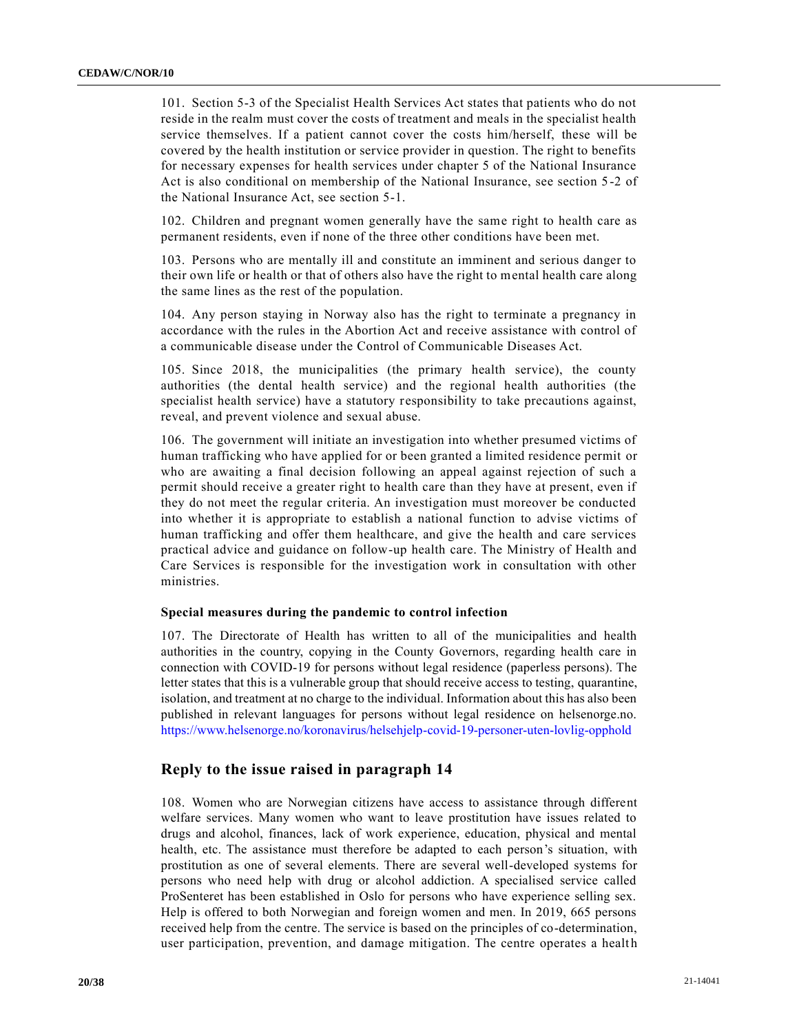101. Section 5-3 of the Specialist Health Services Act states that patients who do not reside in the realm must cover the costs of treatment and meals in the specialist health service themselves. If a patient cannot cover the costs him/herself, these will be covered by the health institution or service provider in question. The right to benefits for necessary expenses for health services under chapter 5 of the National Insurance Act is also conditional on membership of the National Insurance, see section 5-2 of the National Insurance Act, see section 5-1.

102. Children and pregnant women generally have the same right to health care as permanent residents, even if none of the three other conditions have been met.

103. Persons who are mentally ill and constitute an imminent and serious danger to their own life or health or that of others also have the right to mental health care along the same lines as the rest of the population.

104. Any person staying in Norway also has the right to terminate a pregnancy in accordance with the rules in the Abortion Act and receive assistance with control of a communicable disease under the Control of Communicable Diseases Act.

105. Since 2018, the municipalities (the primary health service), the county authorities (the dental health service) and the regional health authorities (the specialist health service) have a statutory responsibility to take precautions against, reveal, and prevent violence and sexual abuse.

106. The government will initiate an investigation into whether presumed victims of human trafficking who have applied for or been granted a limited residence permit or who are awaiting a final decision following an appeal against rejection of such a permit should receive a greater right to health care than they have at present, even if they do not meet the regular criteria. An investigation must moreover be conducted into whether it is appropriate to establish a national function to advise victims of human trafficking and offer them healthcare, and give the health and care services practical advice and guidance on follow-up health care. The Ministry of Health and Care Services is responsible for the investigation work in consultation with other ministries.

#### Special measures during the pandemic to control infection

107. The Directorate of Health has written to all of the municipalities and health authorities in the country, copying in the County Governors, regarding health care in connection with COVID-19 for persons without legal residence (paperless persons). The letter states that this is a vulnerable group that should receive access to testing, quarantine, isolation, and treatment at no charge to the individual. Information about this has also been published in relevant languages for persons without legal residence on helsenorge.no. https://www.helsenorge.no/koronavirus/helsehjelp-covid-19-personer-uten-lovlig-opphold

## Reply to the issue raised in paragraph 14

108. Women who are Norwegian citizens have access to assistance through different welfare services. Many women who want to leave prostitution have issues related to drugs and alcohol, finances, lack of work experience, education, physical and mental health, etc. The assistance must therefore be adapted to each person's situation, with prostitution as one of several elements. There are several well-developed systems for persons who need help with drug or alcohol addiction. A specialised service called ProSenteret has been established in Oslo for persons who have experience selling sex. Help is offered to both Norwegian and foreign women and men. In 2019, 665 persons received help from the centre. The service is based on the principles of co-determination, user participation, prevention, and damage mitigation. The centre operates a health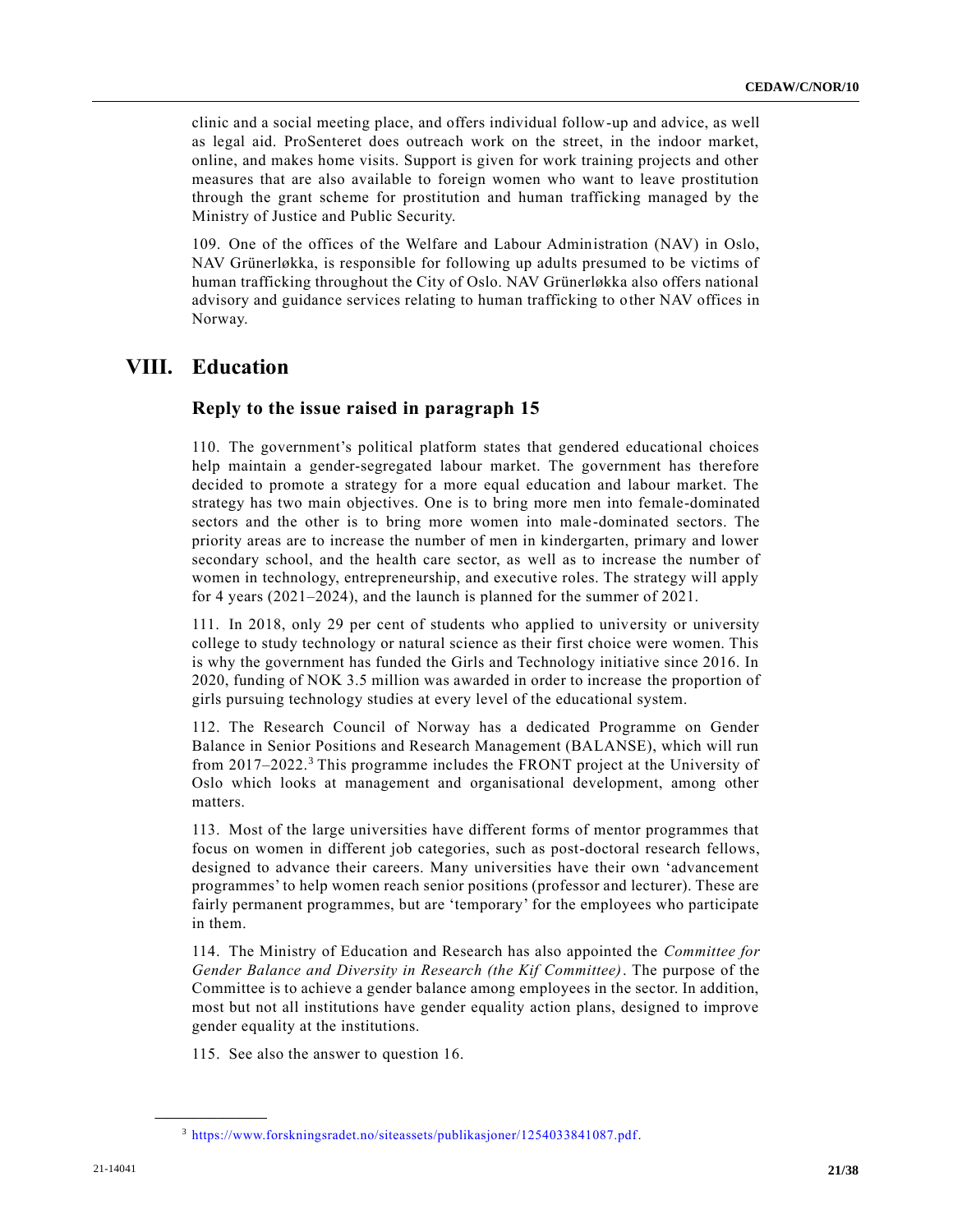clinic and a social meeting place, and offers individual follow-up and advice, as well as legal aid. ProSenteret does outreach work on the street, in the indoor market, online, and makes home visits. Support is given for work training projects and other measures that are also available to foreign women who want to leave prostitution through the grant scheme for prostitution and human trafficking managed by the Ministry of Justice and Public Security.

109. One of the offices of the Welfare and Labour Administration (NAV) in Oslo, NAV Grünerløkka, is responsible for following up adults presumed to be victims of human trafficking throughout the City of Oslo. NAV Grünerløkka also offers national advisory and guidance services relating to human trafficking to other NAV offices in Norway.

# VIII. Education

## Reply to the issue raised in paragraph 15

110. The government's political platform states that gendered educational choices help maintain a gender-segregated labour market. The government has therefore decided to promote a strategy for a more equal education and labour market. The strategy has two main objectives. One is to bring more men into female-dominated sectors and the other is to bring more women into male-dominated sectors. The priority areas are to increase the number of men in kindergarten, primary and lower secondary school, and the health care sector, as well as to increase the number of women in technology, entrepreneurship, and executive roles. The strategy will apply for 4 years (2021–2024), and the launch is planned for the summer of 2021.

111. In 2018, only 29 per cent of students who applied to university or university college to study technology or natural science as their first choice were women. This is why the government has funded the Girls and Technology initiative since 2016. In 2020, funding of NOK 3.5 million was awarded in order to increase the proportion of girls pursuing technology studies at every level of the educational system.

112. The Research Council of Norway has a dedicated Programme on Gender Balance in Senior Positions and Research Management (BALANSE), which will run from 2017–2022.[3] This programme includes the FRONT project at the University of Oslo which looks at management and organisational development, among other matters.

113. Most of the large universities have different forms of mentor programmes that focus on women in different job categories, such as post-doctoral research fellows, designed to advance their careers. Many universities have their own 'advancement programmes' to help women reach senior positions (professor and lecturer). These are fairly permanent programmes, but are 'temporary' for the employees who participate in them.

114. The Ministry of Education and Research has also appointed the *Committee for Gender Balance and Diversity in Research (the Kif Committee)*. The purpose of the Committee is to achieve a gender balance among employees in the sector. In addition, most but not all institutions have gender equality action plans, designed to improve gender equality at the institutions.

115. See also the answer to question 16.

---

[3] https://www.forskningsradet.no/siteassets/publikasjoner/1254033841087.pdf.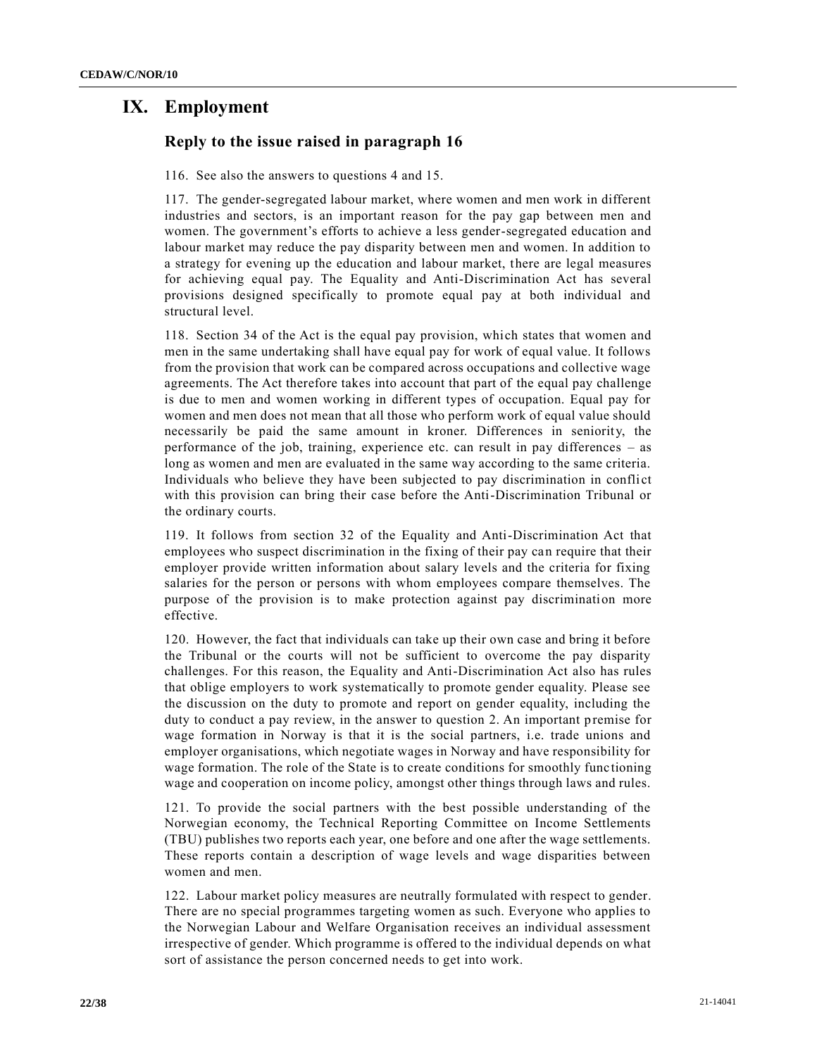# IX. Employment

## Reply to the issue raised in paragraph 16

116. See also the answers to questions 4 and 15.

117. The gender-segregated labour market, where women and men work in different industries and sectors, is an important reason for the pay gap between men and women. The government's efforts to achieve a less gender-segregated education and labour market may reduce the pay disparity between men and women. In addition to a strategy for evening up the education and labour market, there are legal measures for achieving equal pay. The Equality and Anti-Discrimination Act has several provisions designed specifically to promote equal pay at both individual and structural level.

118. Section 34 of the Act is the equal pay provision, which states that women and men in the same undertaking shall have equal pay for work of equal value. It follows from the provision that work can be compared across occupations and collective wage agreements. The Act therefore takes into account that part of the equal pay challenge is due to men and women working in different types of occupation. Equal pay for women and men does not mean that all those who perform work of equal value should necessarily be paid the same amount in kroner. Differences in seniority, the performance of the job, training, experience etc. can result in pay differences – as long as women and men are evaluated in the same way according to the same criteria. Individuals who believe they have been subjected to pay discrimination in conflict with this provision can bring their case before the Anti-Discrimination Tribunal or the ordinary courts.

119. It follows from section 32 of the Equality and Anti-Discrimination Act that employees who suspect discrimination in the fixing of their pay can require that their employer provide written information about salary levels and the criteria for fixing salaries for the person or persons with whom employees compare themselves. The purpose of the provision is to make protection against pay discrimination more effective.

120. However, the fact that individuals can take up their own case and bring it before the Tribunal or the courts will not be sufficient to overcome the pay disparity challenges. For this reason, the Equality and Anti-Discrimination Act also has rules that oblige employers to work systematically to promote gender equality. Please see the discussion on the duty to promote and report on gender equality, including the duty to conduct a pay review, in the answer to question 2. An important premise for wage formation in Norway is that it is the social partners, i.e. trade unions and employer organisations, which negotiate wages in Norway and have responsibility for wage formation. The role of the State is to create conditions for smoothly functioning wage and cooperation on income policy, amongst other things through laws and rules.

121. To provide the social partners with the best possible understanding of the Norwegian economy, the Technical Reporting Committee on Income Settlements (TBU) publishes two reports each year, one before and one after the wage settlements. These reports contain a description of wage levels and wage disparities between women and men.

122. Labour market policy measures are neutrally formulated with respect to gender. There are no special programmes targeting women as such. Everyone who applies to the Norwegian Labour and Welfare Organisation receives an individual assessment irrespective of gender. Which programme is offered to the individual depends on what sort of assistance the person concerned needs to get into work.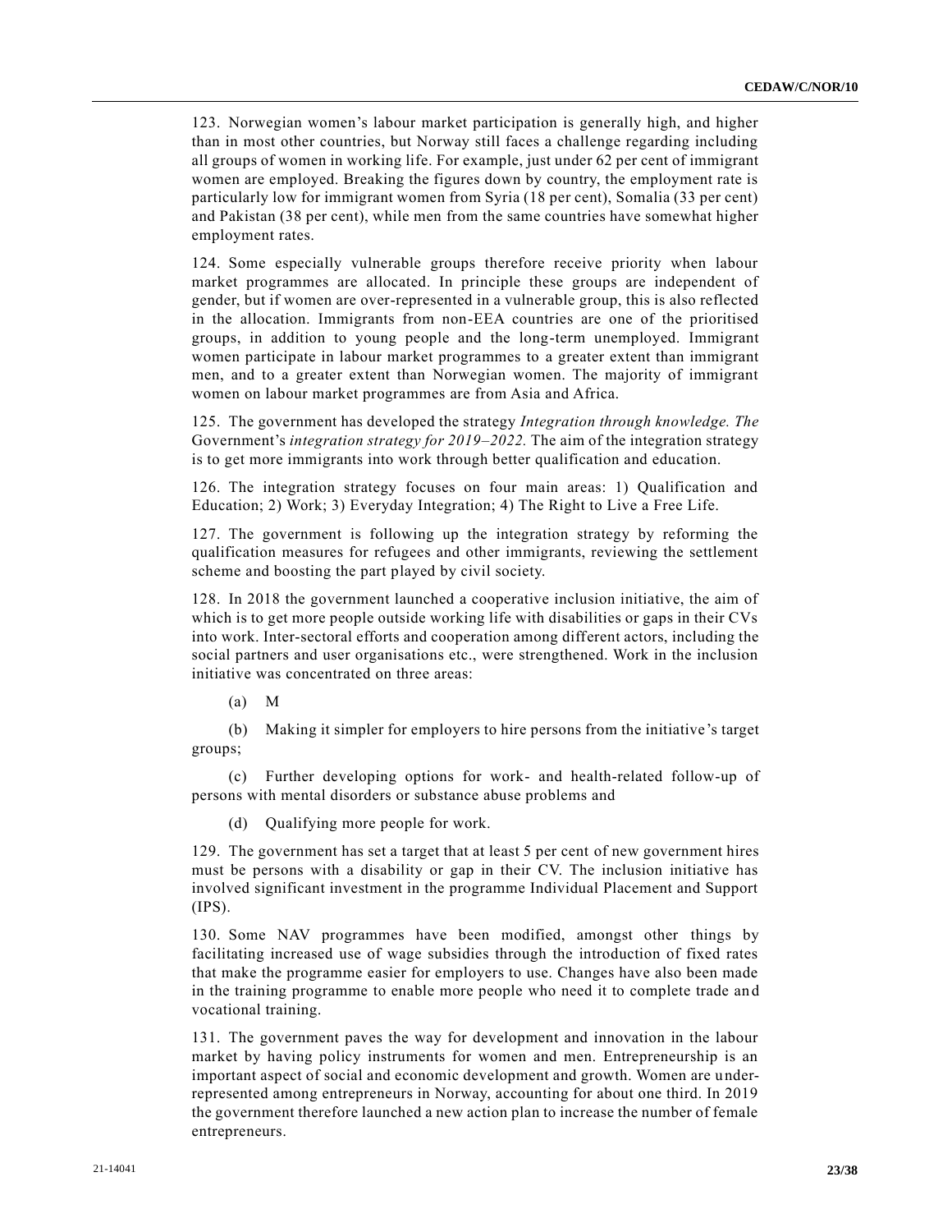123. Norwegian women's labour market participation is generally high, and higher than in most other countries, but Norway still faces a challenge regarding including all groups of women in working life. For example, just under 62 per cent of immigrant women are employed. Breaking the figures down by country, the employment rate is particularly low for immigrant women from Syria (18 per cent), Somalia (33 per cent) and Pakistan (38 per cent), while men from the same countries have somewhat higher employment rates.

124. Some especially vulnerable groups therefore receive priority when labour market programmes are allocated. In principle these groups are independent of gender, but if women are over-represented in a vulnerable group, this is also reflected in the allocation. Immigrants from non-EEA countries are one of the prioritised groups, in addition to young people and the long-term unemployed. Immigrant women participate in labour market programmes to a greater extent than immigrant men, and to a greater extent than Norwegian women. The majority of immigrant women on labour market programmes are from Asia and Africa.

125. The government has developed the strategy *Integration through knowledge. The* Government's *integration strategy for 2019–2022.* The aim of the integration strategy is to get more immigrants into work through better qualification and education.

126. The integration strategy focuses on four main areas: 1) Qualification and Education; 2) Work; 3) Everyday Integration; 4) The Right to Live a Free Life.

127. The government is following up the integration strategy by reforming the qualification measures for refugees and other immigrants, reviewing the settlement scheme and boosting the part played by civil society.

128. In 2018 the government launched a cooperative inclusion initiative, the aim of which is to get more people outside working life with disabilities or gaps in their CVs into work. Inter-sectoral efforts and cooperation among different actors, including the social partners and user organisations etc., were strengthened. Work in the inclusion initiative was concentrated on three areas:

(a) M

(b) Making it simpler for employers to hire persons from the initiative's target groups;

(c) Further developing options for work- and health-related follow-up of persons with mental disorders or substance abuse problems and

(d) Qualifying more people for work.

129. The government has set a target that at least 5 per cent of new government hires must be persons with a disability or gap in their CV. The inclusion initiative has involved significant investment in the programme Individual Placement and Support (IPS).

130. Some NAV programmes have been modified, amongst other things by facilitating increased use of wage subsidies through the introduction of fixed rates that make the programme easier for employers to use. Changes have also been made in the training programme to enable more people who need it to complete trade and vocational training.

131. The government paves the way for development and innovation in the labour market by having policy instruments for women and men. Entrepreneurship is an important aspect of social and economic development and growth. Women are under-represented among entrepreneurs in Norway, accounting for about one third. In 2019 the government therefore launched a new action plan to increase the number of female entrepreneurs.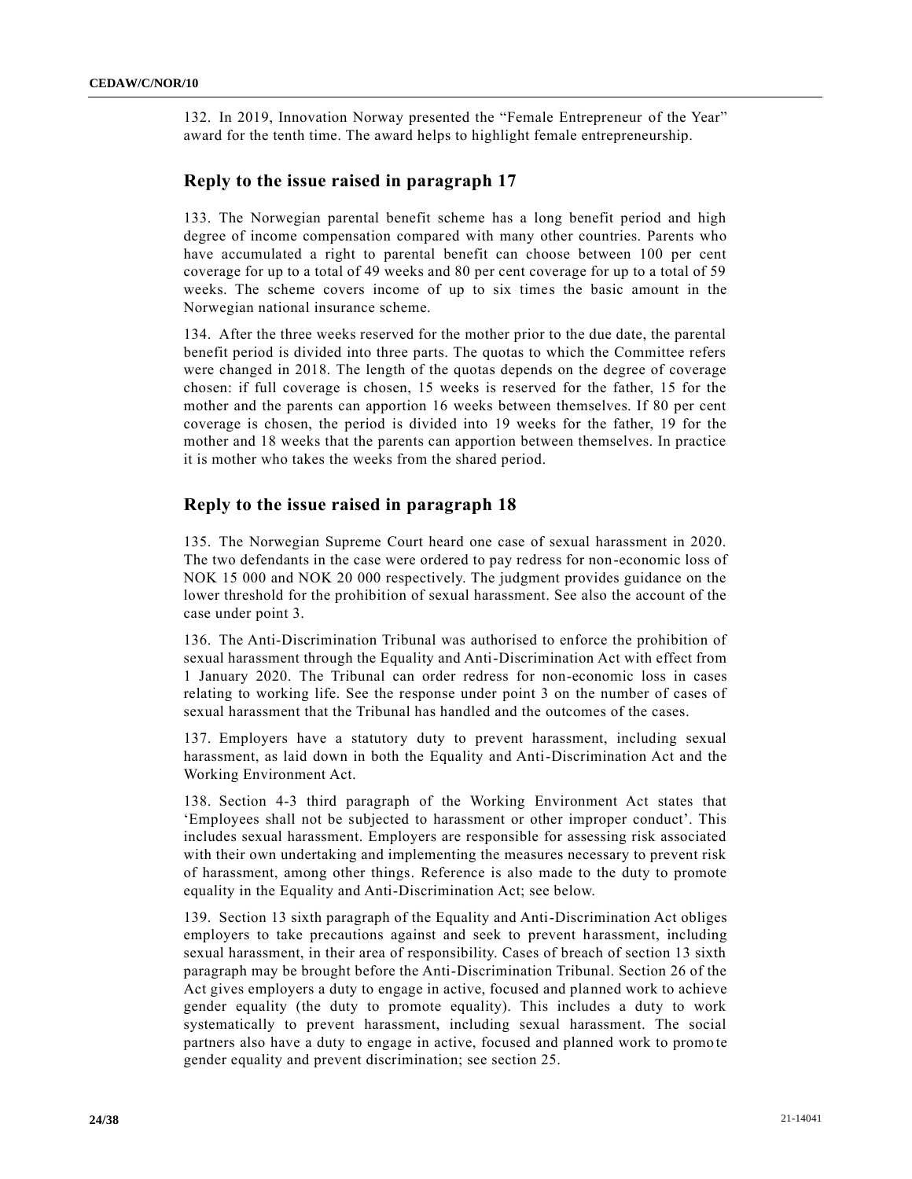132. In 2019, Innovation Norway presented the “Female Entrepreneur of the Year” award for the tenth time. The award helps to highlight female entrepreneurship.

## Reply to the issue raised in paragraph 17

133. The Norwegian parental benefit scheme has a long benefit period and high degree of income compensation compared with many other countries. Parents who have accumulated a right to parental benefit can choose between 100 per cent coverage for up to a total of 49 weeks and 80 per cent coverage for up to a total of 59 weeks. The scheme covers income of up to six times the basic amount in the Norwegian national insurance scheme.

134. After the three weeks reserved for the mother prior to the due date, the parental benefit period is divided into three parts. The quotas to which the Committee refers were changed in 2018. The length of the quotas depends on the degree of coverage chosen: if full coverage is chosen, 15 weeks is reserved for the father, 15 for the mother and the parents can apportion 16 weeks between themselves. If 80 per cent coverage is chosen, the period is divided into 19 weeks for the father, 19 for the mother and 18 weeks that the parents can apportion between themselves. In practice it is mother who takes the weeks from the shared period.

## Reply to the issue raised in paragraph 18

135. The Norwegian Supreme Court heard one case of sexual harassment in 2020. The two defendants in the case were ordered to pay redress for non-economic loss of NOK 15 000 and NOK 20 000 respectively. The judgment provides guidance on the lower threshold for the prohibition of sexual harassment. See also the account of the case under point 3.

136. The Anti-Discrimination Tribunal was authorised to enforce the prohibition of sexual harassment through the Equality and Anti-Discrimination Act with effect from 1 January 2020. The Tribunal can order redress for non-economic loss in cases relating to working life. See the response under point 3 on the number of cases of sexual harassment that the Tribunal has handled and the outcomes of the cases.

137. Employers have a statutory duty to prevent harassment, including sexual harassment, as laid down in both the Equality and Anti-Discrimination Act and the Working Environment Act.

138. Section 4-3 third paragraph of the Working Environment Act states that ‘Employees shall not be subjected to harassment or other improper conduct’. This includes sexual harassment. Employers are responsible for assessing risk associated with their own undertaking and implementing the measures necessary to prevent risk of harassment, among other things. Reference is also made to the duty to promote equality in the Equality and Anti-Discrimination Act; see below.

139. Section 13 sixth paragraph of the Equality and Anti-Discrimination Act obliges employers to take precautions against and seek to prevent harassment, including sexual harassment, in their area of responsibility. Cases of breach of section 13 sixth paragraph may be brought before the Anti-Discrimination Tribunal. Section 26 of the Act gives employers a duty to engage in active, focused and planned work to achieve gender equality (the duty to promote equality). This includes a duty to work systematically to prevent harassment, including sexual harassment. The social partners also have a duty to engage in active, focused and planned work to promote gender equality and prevent discrimination; see section 25.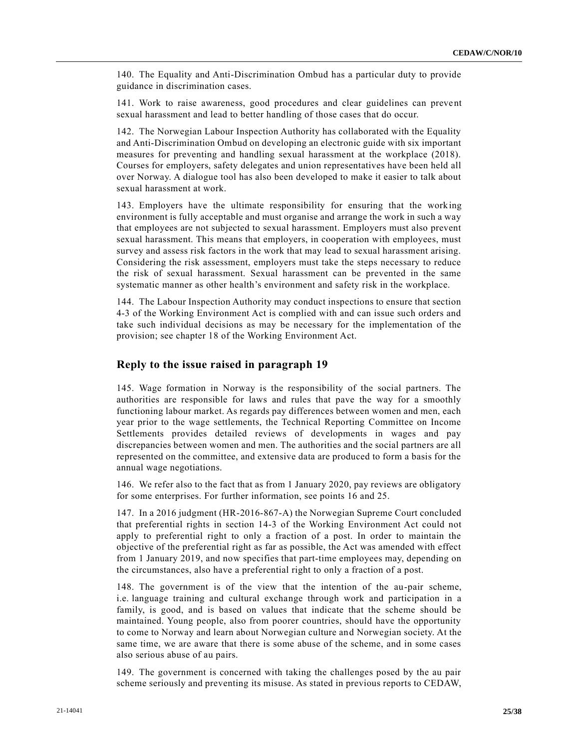140. The Equality and Anti-Discrimination Ombud has a particular duty to provide guidance in discrimination cases.

141. Work to raise awareness, good procedures and clear guidelines can prevent sexual harassment and lead to better handling of those cases that do occur.

142. The Norwegian Labour Inspection Authority has collaborated with the Equality and Anti-Discrimination Ombud on developing an electronic guide with six important measures for preventing and handling sexual harassment at the workplace (2018). Courses for employers, safety delegates and union representatives have been held all over Norway. A dialogue tool has also been developed to make it easier to talk about sexual harassment at work.

143. Employers have the ultimate responsibility for ensuring that the working environment is fully acceptable and must organise and arrange the work in such a way that employees are not subjected to sexual harassment. Employers must also prevent sexual harassment. This means that employers, in cooperation with employees, must survey and assess risk factors in the work that may lead to sexual harassment arising. Considering the risk assessment, employers must take the steps necessary to reduce the risk of sexual harassment. Sexual harassment can be prevented in the same systematic manner as other health's environment and safety risk in the workplace.

144. The Labour Inspection Authority may conduct inspections to ensure that section 4-3 of the Working Environment Act is complied with and can issue such orders and take such individual decisions as may be necessary for the implementation of the provision; see chapter 18 of the Working Environment Act.

## Reply to the issue raised in paragraph 19

145. Wage formation in Norway is the responsibility of the social partners. The authorities are responsible for laws and rules that pave the way for a smoothly functioning labour market. As regards pay differences between women and men, each year prior to the wage settlements, the Technical Reporting Committee on Income Settlements provides detailed reviews of developments in wages and pay discrepancies between women and men. The authorities and the social partners are all represented on the committee, and extensive data are produced to form a basis for the annual wage negotiations.

146. We refer also to the fact that as from 1 January 2020, pay reviews are obligatory for some enterprises. For further information, see points 16 and 25.

147. In a 2016 judgment (HR-2016-867-A) the Norwegian Supreme Court concluded that preferential rights in section 14-3 of the Working Environment Act could not apply to preferential right to only a fraction of a post. In order to maintain the objective of the preferential right as far as possible, the Act was amended with effect from 1 January 2019, and now specifies that part-time employees may, depending on the circumstances, also have a preferential right to only a fraction of a post.

148. The government is of the view that the intention of the au-pair scheme, i.e. language training and cultural exchange through work and participation in a family, is good, and is based on values that indicate that the scheme should be maintained. Young people, also from poorer countries, should have the opportunity to come to Norway and learn about Norwegian culture and Norwegian society. At the same time, we are aware that there is some abuse of the scheme, and in some cases also serious abuse of au pairs.

149. The government is concerned with taking the challenges posed by the au pair scheme seriously and preventing its misuse. As stated in previous reports to CEDAW,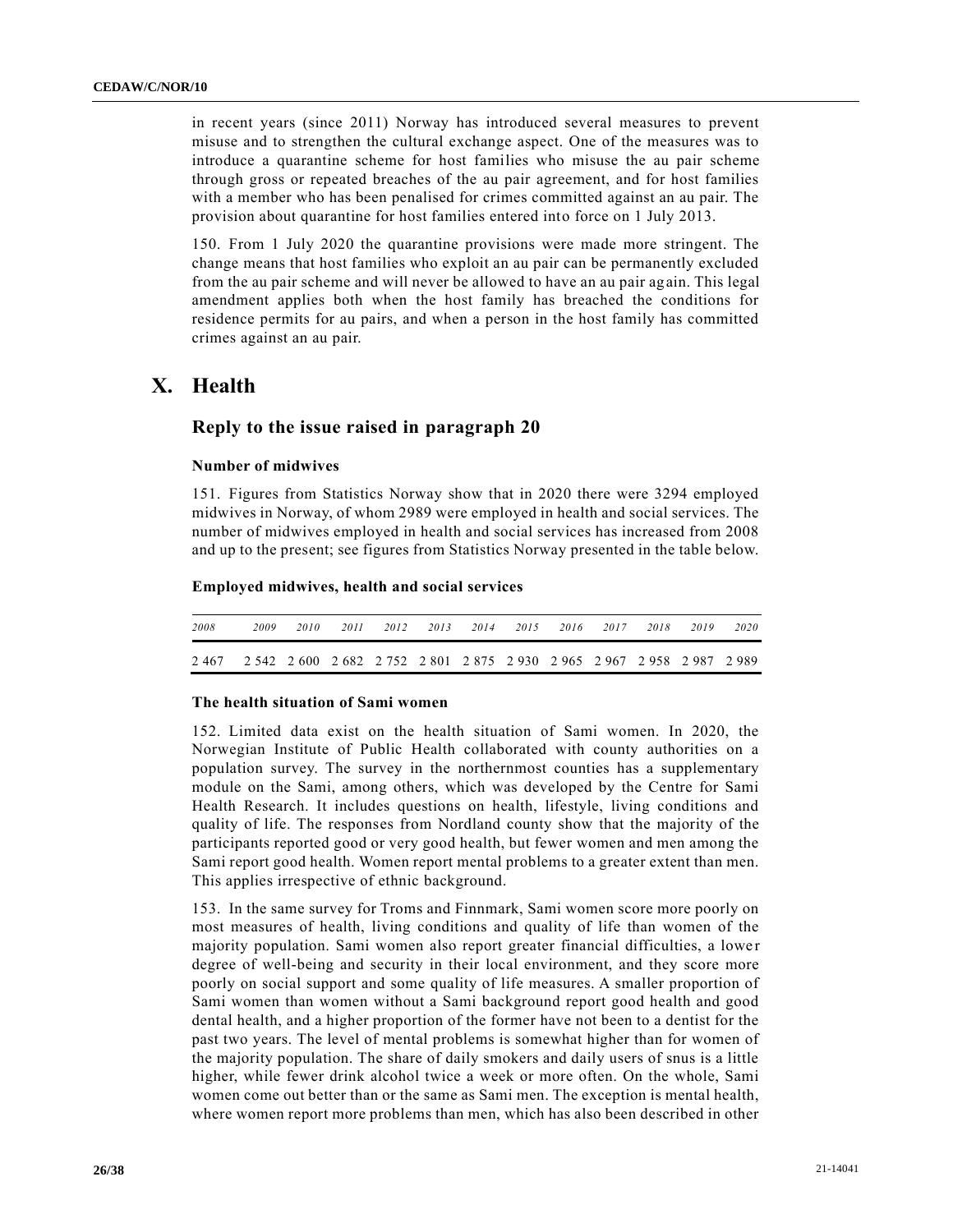in recent years (since 2011) Norway has introduced several measures to prevent misuse and to strengthen the cultural exchange aspect. One of the measures was to introduce a quarantine scheme for host families who misuse the au pair scheme through gross or repeated breaches of the au pair agreement, and for host families with a member who has been penalised for crimes committed against an au pair. The provision about quarantine for host families entered into force on 1 July 2013.

150. From 1 July 2020 the quarantine provisions were made more stringent. The change means that host families who exploit an au pair can be permanently excluded from the au pair scheme and will never be allowed to have an au pair again. This legal amendment applies both when the host family has breached the conditions for residence permits for au pairs, and when a person in the host family has committed crimes against an au pair.

# X. Health

## Reply to the issue raised in paragraph 20

### Number of midwives

151. Figures from Statistics Norway show that in 2020 there were 3294 employed midwives in Norway, of whom 2989 were employed in health and social services. The number of midwives employed in health and social services has increased from 2008 and up to the present; see figures from Statistics Norway presented in the table below.

**Employed midwives, health and social services**

| *2008* | *2009* | *2010* | *2011* | *2012* | *2013* | *2014* | *2015* | *2016* | *2017* | *2018* | *2019* | *2020* |
|---|---|---|---|---|---|---|---|---|---|---|---|---|
| 2 467 | 2 542 | 2 600 | 2 682 | 2 752 | 2 801 | 2 875 | 2 930 | 2 965 | 2 967 | 2 958 | 2 987 | 2 989 |

### The health situation of Sami women

152. Limited data exist on the health situation of Sami women. In 2020, the Norwegian Institute of Public Health collaborated with county authorities on a population survey. The survey in the northernmost counties has a supplementary module on the Sami, among others, which was developed by the Centre for Sami Health Research. It includes questions on health, lifestyle, living conditions and quality of life. The responses from Nordland county show that the majority of the participants reported good or very good health, but fewer women and men among the Sami report good health. Women report mental problems to a greater extent than men. This applies irrespective of ethnic background.

153. In the same survey for Troms and Finnmark, Sami women score more poorly on most measures of health, living conditions and quality of life than women of the majority population. Sami women also report greater financial difficulties, a lower degree of well-being and security in their local environment, and they score more poorly on social support and some quality of life measures. A smaller proportion of Sami women than women without a Sami background report good health and good dental health, and a higher proportion of the former have not been to a dentist for the past two years. The level of mental problems is somewhat higher than for women of the majority population. The share of daily smokers and daily users of snus is a little higher, while fewer drink alcohol twice a week or more often. On the whole, Sami women come out better than or the same as Sami men. The exception is mental health, where women report more problems than men, which has also been described in other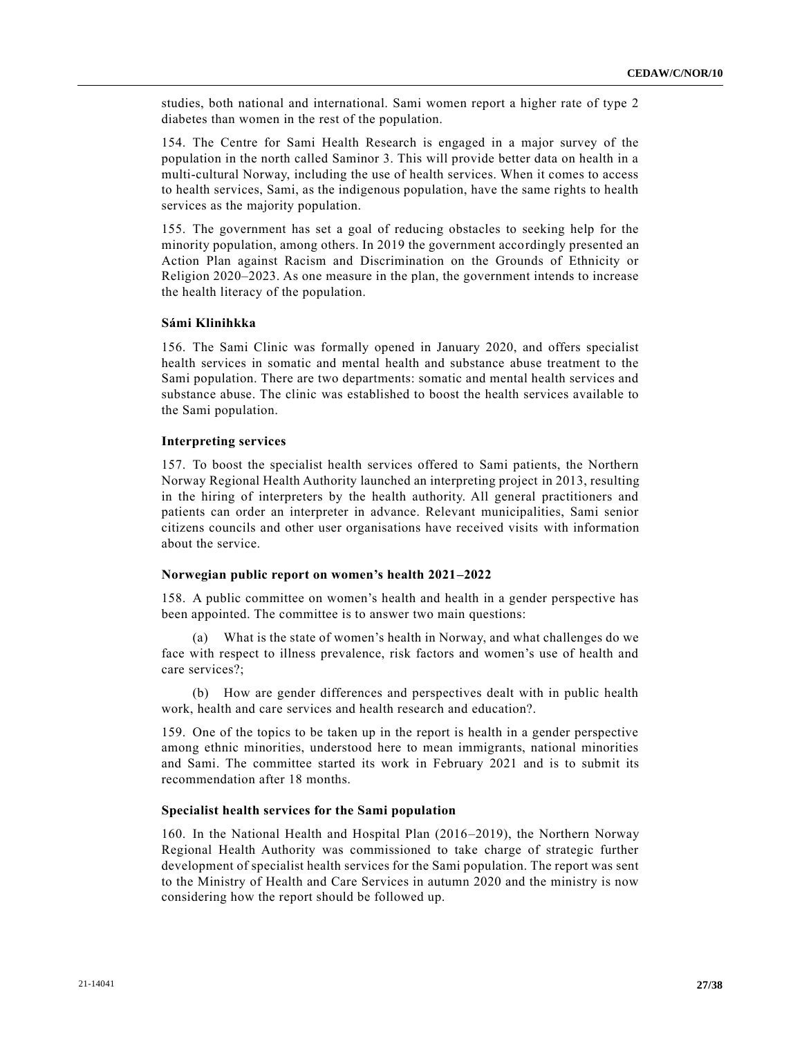studies, both national and international. Sami women report a higher rate of type 2 diabetes than women in the rest of the population.

154. The Centre for Sami Health Research is engaged in a major survey of the population in the north called Saminor 3. This will provide better data on health in a multi-cultural Norway, including the use of health services. When it comes to access to health services, Sami, as the indigenous population, have the same rights to health services as the majority population.

155. The government has set a goal of reducing obstacles to seeking help for the minority population, among others. In 2019 the government accordingly presented an Action Plan against Racism and Discrimination on the Grounds of Ethnicity or Religion 2020–2023. As one measure in the plan, the government intends to increase the health literacy of the population.

### Sámi Klinihkka

156. The Sami Clinic was formally opened in January 2020, and offers specialist health services in somatic and mental health and substance abuse treatment to the Sami population. There are two departments: somatic and mental health services and substance abuse. The clinic was established to boost the health services available to the Sami population.

### Interpreting services

157. To boost the specialist health services offered to Sami patients, the Northern Norway Regional Health Authority launched an interpreting project in 2013, resulting in the hiring of interpreters by the health authority. All general practitioners and patients can order an interpreter in advance. Relevant municipalities, Sami senior citizens councils and other user organisations have received visits with information about the service.

### Norwegian public report on women's health 2021–2022

158. A public committee on women's health and health in a gender perspective has been appointed. The committee is to answer two main questions:

(a) What is the state of women's health in Norway, and what challenges do we face with respect to illness prevalence, risk factors and women's use of health and care services?;

(b) How are gender differences and perspectives dealt with in public health work, health and care services and health research and education?.

159. One of the topics to be taken up in the report is health in a gender perspective among ethnic minorities, understood here to mean immigrants, national minorities and Sami. The committee started its work in February 2021 and is to submit its recommendation after 18 months.

### Specialist health services for the Sami population

160. In the National Health and Hospital Plan (2016–2019), the Northern Norway Regional Health Authority was commissioned to take charge of strategic further development of specialist health services for the Sami population. The report was sent to the Ministry of Health and Care Services in autumn 2020 and the ministry is now considering how the report should be followed up.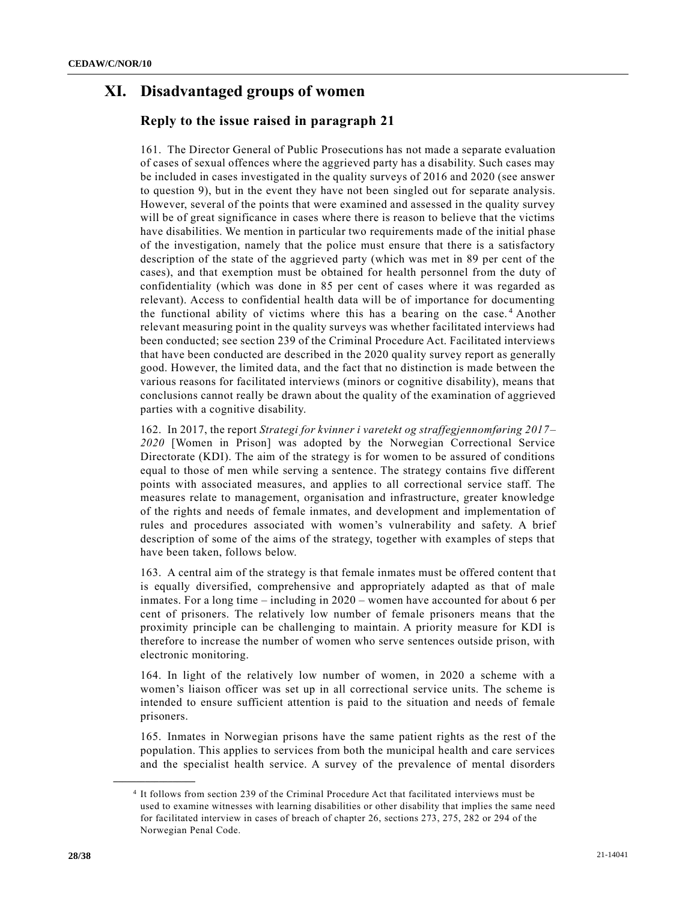# XI. Disadvantaged groups of women

## Reply to the issue raised in paragraph 21

161. The Director General of Public Prosecutions has not made a separate evaluation of cases of sexual offences where the aggrieved party has a disability. Such cases may be included in cases investigated in the quality surveys of 2016 and 2020 (see answer to question 9), but in the event they have not been singled out for separate analysis. However, several of the points that were examined and assessed in the quality survey will be of great significance in cases where there is reason to believe that the victims have disabilities. We mention in particular two requirements made of the initial phase of the investigation, namely that the police must ensure that there is a satisfactory description of the state of the aggrieved party (which was met in 89 per cent of the cases), and that exemption must be obtained for health personnel from the duty of confidentiality (which was done in 85 per cent of cases where it was regarded as relevant). Access to confidential health data will be of importance for documenting the functional ability of victims where this has a bearing on the case.[4] Another relevant measuring point in the quality surveys was whether facilitated interviews had been conducted; see section 239 of the Criminal Procedure Act. Facilitated interviews that have been conducted are described in the 2020 quality survey report as generally good. However, the limited data, and the fact that no distinction is made between the various reasons for facilitated interviews (minors or cognitive disability), means that conclusions cannot really be drawn about the quality of the examination of aggrieved parties with a cognitive disability.

162. In 2017, the report *Strategi for kvinner i varetekt og straffegjennomføring 2017–2020* [Women in Prison] was adopted by the Norwegian Correctional Service Directorate (KDI). The aim of the strategy is for women to be assured of conditions equal to those of men while serving a sentence. The strategy contains five different points with associated measures, and applies to all correctional service staff. The measures relate to management, organisation and infrastructure, greater knowledge of the rights and needs of female inmates, and development and implementation of rules and procedures associated with women's vulnerability and safety. A brief description of some of the aims of the strategy, together with examples of steps that have been taken, follows below.

163. A central aim of the strategy is that female inmates must be offered content that is equally diversified, comprehensive and appropriately adapted as that of male inmates. For a long time – including in 2020 – women have accounted for about 6 per cent of prisoners. The relatively low number of female prisoners means that the proximity principle can be challenging to maintain. A priority measure for KDI is therefore to increase the number of women who serve sentences outside prison, with electronic monitoring.

164. In light of the relatively low number of women, in 2020 a scheme with a women's liaison officer was set up in all correctional service units. The scheme is intended to ensure sufficient attention is paid to the situation and needs of female prisoners.

165. Inmates in Norwegian prisons have the same patient rights as the rest of the population. This applies to services from both the municipal health and care services and the specialist health service. A survey of the prevalence of mental disorders

---

[4] It follows from section 239 of the Criminal Procedure Act that facilitated interviews must be used to examine witnesses with learning disabilities or other disability that implies the same need for facilitated interview in cases of breach of chapter 26, sections 273, 275, 282 or 294 of the Norwegian Penal Code.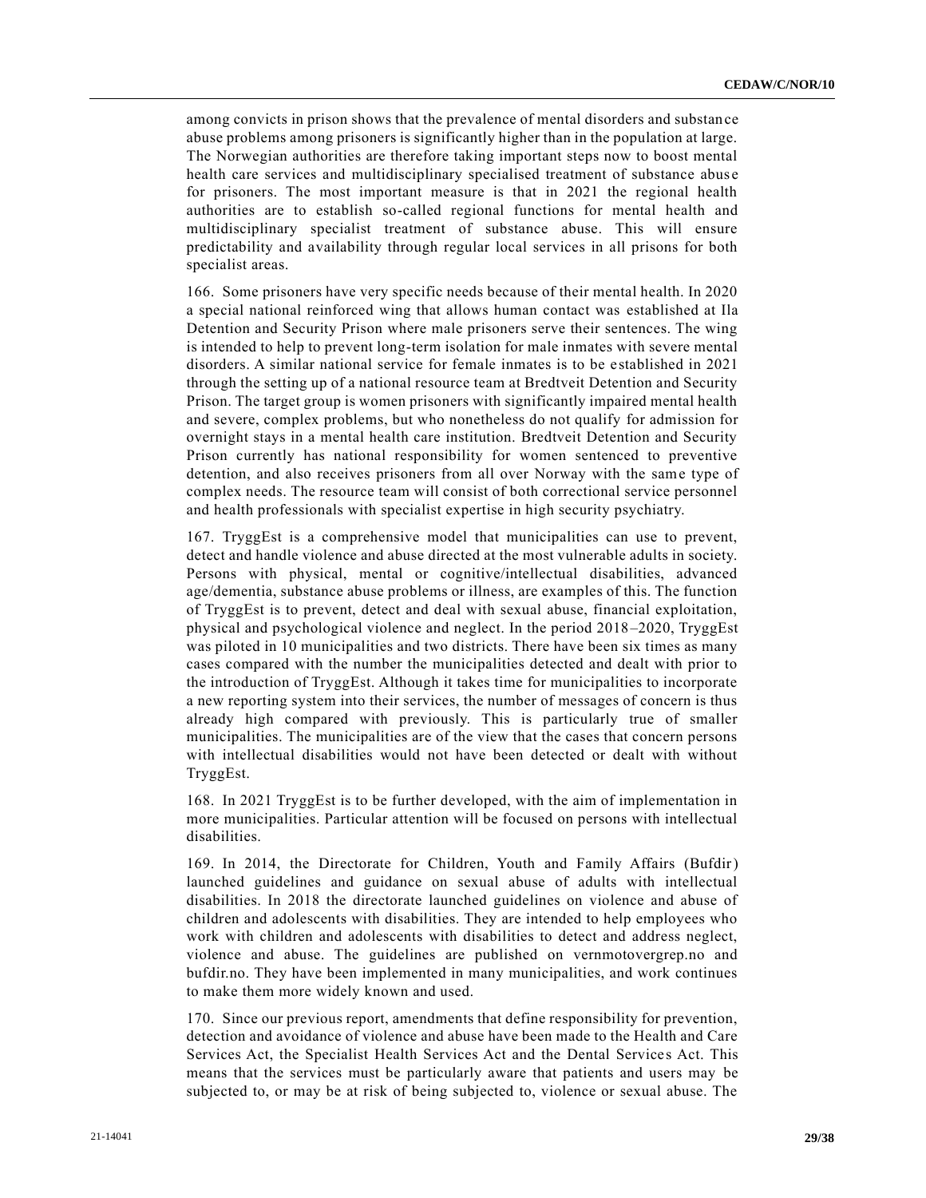among convicts in prison shows that the prevalence of mental disorders and substance abuse problems among prisoners is significantly higher than in the population at large. The Norwegian authorities are therefore taking important steps now to boost mental health care services and multidisciplinary specialised treatment of substance abuse for prisoners. The most important measure is that in 2021 the regional health authorities are to establish so-called regional functions for mental health and multidisciplinary specialist treatment of substance abuse. This will ensure predictability and availability through regular local services in all prisons for both specialist areas.

166. Some prisoners have very specific needs because of their mental health. In 2020 a special national reinforced wing that allows human contact was established at Ila Detention and Security Prison where male prisoners serve their sentences. The wing is intended to help to prevent long-term isolation for male inmates with severe mental disorders. A similar national service for female inmates is to be established in 2021 through the setting up of a national resource team at Bredtveit Detention and Security Prison. The target group is women prisoners with significantly impaired mental health and severe, complex problems, but who nonetheless do not qualify for admission for overnight stays in a mental health care institution. Bredtveit Detention and Security Prison currently has national responsibility for women sentenced to preventive detention, and also receives prisoners from all over Norway with the same type of complex needs. The resource team will consist of both correctional service personnel and health professionals with specialist expertise in high security psychiatry.

167. TryggEst is a comprehensive model that municipalities can use to prevent, detect and handle violence and abuse directed at the most vulnerable adults in society. Persons with physical, mental or cognitive/intellectual disabilities, advanced age/dementia, substance abuse problems or illness, are examples of this. The function of TryggEst is to prevent, detect and deal with sexual abuse, financial exploitation, physical and psychological violence and neglect. In the period 2018–2020, TryggEst was piloted in 10 municipalities and two districts. There have been six times as many cases compared with the number the municipalities detected and dealt with prior to the introduction of TryggEst. Although it takes time for municipalities to incorporate a new reporting system into their services, the number of messages of concern is thus already high compared with previously. This is particularly true of smaller municipalities. The municipalities are of the view that the cases that concern persons with intellectual disabilities would not have been detected or dealt with without TryggEst.

168. In 2021 TryggEst is to be further developed, with the aim of implementation in more municipalities. Particular attention will be focused on persons with intellectual disabilities.

169. In 2014, the Directorate for Children, Youth and Family Affairs (Bufdir) launched guidelines and guidance on sexual abuse of adults with intellectual disabilities. In 2018 the directorate launched guidelines on violence and abuse of children and adolescents with disabilities. They are intended to help employees who work with children and adolescents with disabilities to detect and address neglect, violence and abuse. The guidelines are published on vernmotovergrep.no and bufdir.no. They have been implemented in many municipalities, and work continues to make them more widely known and used.

170. Since our previous report, amendments that define responsibility for prevention, detection and avoidance of violence and abuse have been made to the Health and Care Services Act, the Specialist Health Services Act and the Dental Services Act. This means that the services must be particularly aware that patients and users may be subjected to, or may be at risk of being subjected to, violence or sexual abuse. The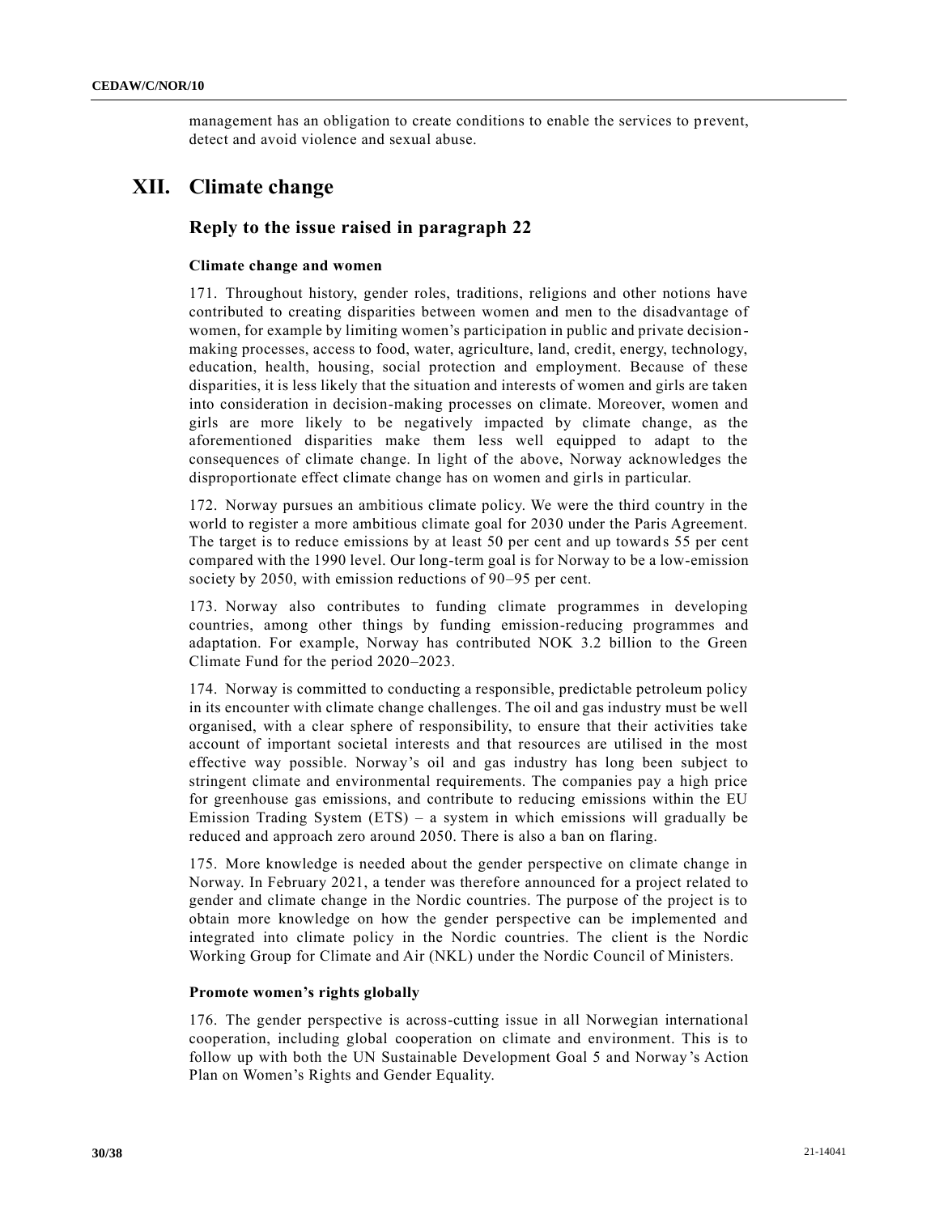management has an obligation to create conditions to enable the services to prevent, detect and avoid violence and sexual abuse.

# XII. Climate change

## Reply to the issue raised in paragraph 22

### Climate change and women

171. Throughout history, gender roles, traditions, religions and other notions have contributed to creating disparities between women and men to the disadvantage of women, for example by limiting women's participation in public and private decision-making processes, access to food, water, agriculture, land, credit, energy, technology, education, health, housing, social protection and employment. Because of these disparities, it is less likely that the situation and interests of women and girls are taken into consideration in decision-making processes on climate. Moreover, women and girls are more likely to be negatively impacted by climate change, as the aforementioned disparities make them less well equipped to adapt to the consequences of climate change. In light of the above, Norway acknowledges the disproportionate effect climate change has on women and girls in particular.

172. Norway pursues an ambitious climate policy. We were the third country in the world to register a more ambitious climate goal for 2030 under the Paris Agreement. The target is to reduce emissions by at least 50 per cent and up towards 55 per cent compared with the 1990 level. Our long-term goal is for Norway to be a low-emission society by 2050, with emission reductions of 90–95 per cent.

173. Norway also contributes to funding climate programmes in developing countries, among other things by funding emission-reducing programmes and adaptation. For example, Norway has contributed NOK 3.2 billion to the Green Climate Fund for the period 2020–2023.

174. Norway is committed to conducting a responsible, predictable petroleum policy in its encounter with climate change challenges. The oil and gas industry must be well organised, with a clear sphere of responsibility, to ensure that their activities take account of important societal interests and that resources are utilised in the most effective way possible. Norway's oil and gas industry has long been subject to stringent climate and environmental requirements. The companies pay a high price for greenhouse gas emissions, and contribute to reducing emissions within the EU Emission Trading System (ETS) – a system in which emissions will gradually be reduced and approach zero around 2050. There is also a ban on flaring.

175. More knowledge is needed about the gender perspective on climate change in Norway. In February 2021, a tender was therefore announced for a project related to gender and climate change in the Nordic countries. The purpose of the project is to obtain more knowledge on how the gender perspective can be implemented and integrated into climate policy in the Nordic countries. The client is the Nordic Working Group for Climate and Air (NKL) under the Nordic Council of Ministers.

### Promote women's rights globally

176. The gender perspective is across-cutting issue in all Norwegian international cooperation, including global cooperation on climate and environment. This is to follow up with both the UN Sustainable Development Goal 5 and Norway's Action Plan on Women's Rights and Gender Equality.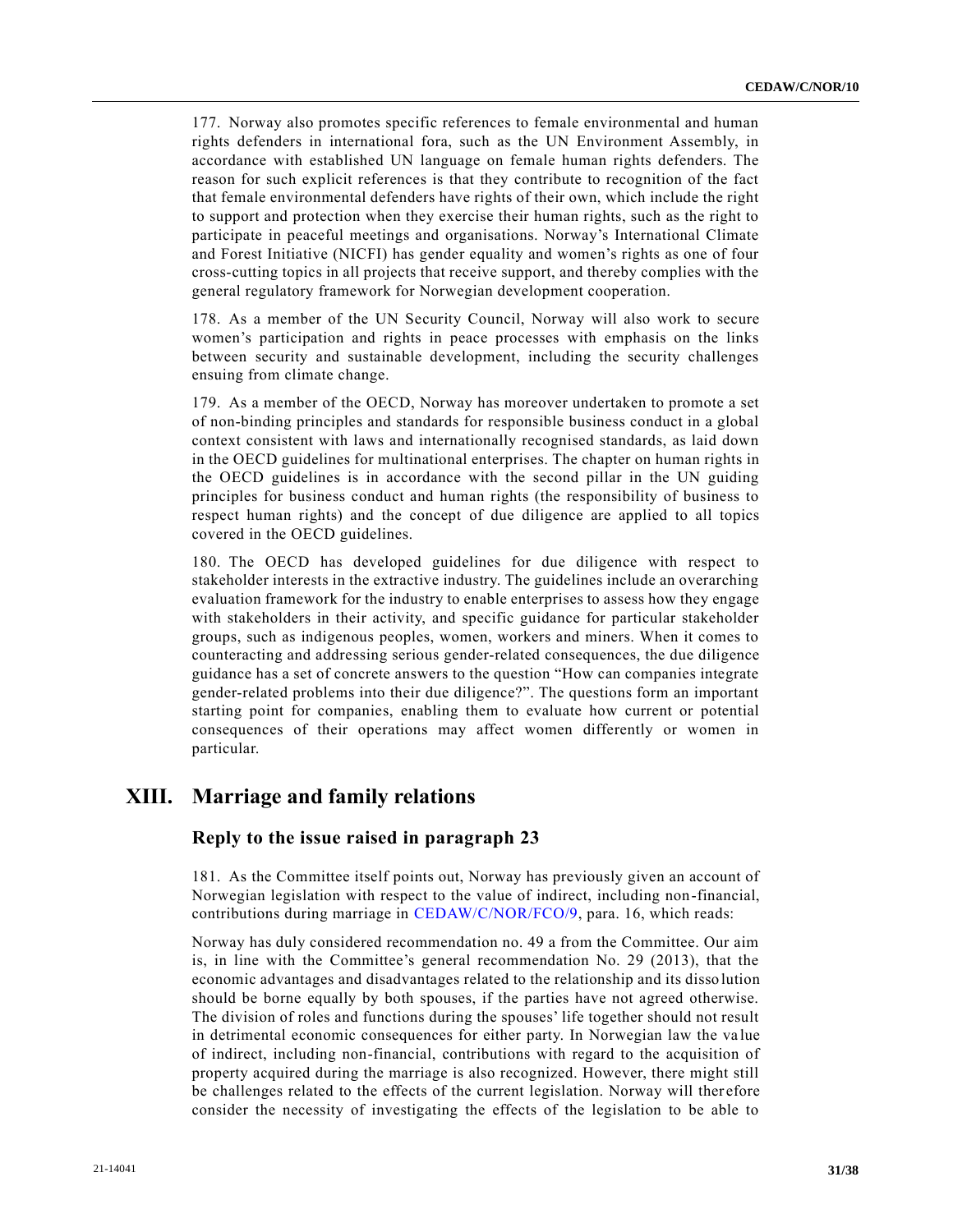177. Norway also promotes specific references to female environmental and human rights defenders in international fora, such as the UN Environment Assembly, in accordance with established UN language on female human rights defenders. The reason for such explicit references is that they contribute to recognition of the fact that female environmental defenders have rights of their own, which include the right to support and protection when they exercise their human rights, such as the right to participate in peaceful meetings and organisations. Norway's International Climate and Forest Initiative (NICFI) has gender equality and women's rights as one of four cross-cutting topics in all projects that receive support, and thereby complies with the general regulatory framework for Norwegian development cooperation.

178. As a member of the UN Security Council, Norway will also work to secure women's participation and rights in peace processes with emphasis on the links between security and sustainable development, including the security challenges ensuing from climate change.

179. As a member of the OECD, Norway has moreover undertaken to promote a set of non-binding principles and standards for responsible business conduct in a global context consistent with laws and internationally recognised standards, as laid down in the OECD guidelines for multinational enterprises. The chapter on human rights in the OECD guidelines is in accordance with the second pillar in the UN guiding principles for business conduct and human rights (the responsibility of business to respect human rights) and the concept of due diligence are applied to all topics covered in the OECD guidelines.

180. The OECD has developed guidelines for due diligence with respect to stakeholder interests in the extractive industry. The guidelines include an overarching evaluation framework for the industry to enable enterprises to assess how they engage with stakeholders in their activity, and specific guidance for particular stakeholder groups, such as indigenous peoples, women, workers and miners. When it comes to counteracting and addressing serious gender-related consequences, the due diligence guidance has a set of concrete answers to the question "How can companies integrate gender-related problems into their due diligence?". The questions form an important starting point for companies, enabling them to evaluate how current or potential consequences of their operations may affect women differently or women in particular.

## XIII. Marriage and family relations

### Reply to the issue raised in paragraph 23

181. As the Committee itself points out, Norway has previously given an account of Norwegian legislation with respect to the value of indirect, including non-financial, contributions during marriage in CEDAW/C/NOR/FCO/9, para. 16, which reads:

Norway has duly considered recommendation no. 49 a from the Committee. Our aim is, in line with the Committee's general recommendation No. 29 (2013), that the economic advantages and disadvantages related to the relationship and its dissolution should be borne equally by both spouses, if the parties have not agreed otherwise. The division of roles and functions during the spouses' life together should not result in detrimental economic consequences for either party. In Norwegian law the value of indirect, including non-financial, contributions with regard to the acquisition of property acquired during the marriage is also recognized. However, there might still be challenges related to the effects of the current legislation. Norway will therefore consider the necessity of investigating the effects of the legislation to be able to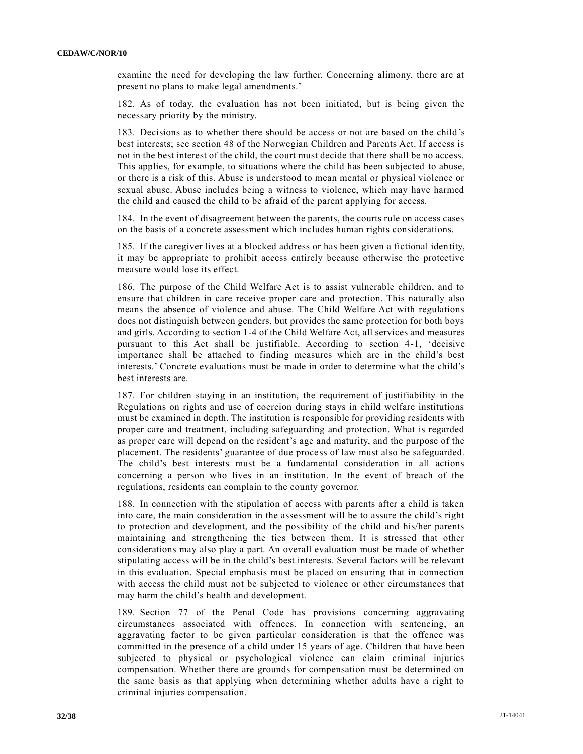examine the need for developing the law further. Concerning alimony, there are at present no plans to make legal amendments.'

182. As of today, the evaluation has not been initiated, but is being given the necessary priority by the ministry.

183. Decisions as to whether there should be access or not are based on the child's best interests; see section 48 of the Norwegian Children and Parents Act. If access is not in the best interest of the child, the court must decide that there shall be no access. This applies, for example, to situations where the child has been subjected to abuse, or there is a risk of this. Abuse is understood to mean mental or physical violence or sexual abuse. Abuse includes being a witness to violence, which may have harmed the child and caused the child to be afraid of the parent applying for access.

184. In the event of disagreement between the parents, the courts rule on access cases on the basis of a concrete assessment which includes human rights considerations.

185. If the caregiver lives at a blocked address or has been given a fictional identity, it may be appropriate to prohibit access entirely because otherwise the protective measure would lose its effect.

186. The purpose of the Child Welfare Act is to assist vulnerable children, and to ensure that children in care receive proper care and protection. This naturally also means the absence of violence and abuse. The Child Welfare Act with regulations does not distinguish between genders, but provides the same protection for both boys and girls. According to section 1-4 of the Child Welfare Act, all services and measures pursuant to this Act shall be justifiable. According to section 4-1, 'decisive importance shall be attached to finding measures which are in the child's best interests.' Concrete evaluations must be made in order to determine what the child's best interests are.

187. For children staying in an institution, the requirement of justifiability in the Regulations on rights and use of coercion during stays in child welfare institutions must be examined in depth. The institution is responsible for providing residents with proper care and treatment, including safeguarding and protection. What is regarded as proper care will depend on the resident's age and maturity, and the purpose of the placement. The residents' guarantee of due process of law must also be safeguarded. The child's best interests must be a fundamental consideration in all actions concerning a person who lives in an institution. In the event of breach of the regulations, residents can complain to the county governor.

188. In connection with the stipulation of access with parents after a child is taken into care, the main consideration in the assessment will be to assure the child's right to protection and development, and the possibility of the child and his/her parents maintaining and strengthening the ties between them. It is stressed that other considerations may also play a part. An overall evaluation must be made of whether stipulating access will be in the child's best interests. Several factors will be relevant in this evaluation. Special emphasis must be placed on ensuring that in connection with access the child must not be subjected to violence or other circumstances that may harm the child's health and development.

189. Section 77 of the Penal Code has provisions concerning aggravating circumstances associated with offences. In connection with sentencing, an aggravating factor to be given particular consideration is that the offence was committed in the presence of a child under 15 years of age. Children that have been subjected to physical or psychological violence can claim criminal injuries compensation. Whether there are grounds for compensation must be determined on the same basis as that applying when determining whether adults have a right to criminal injuries compensation.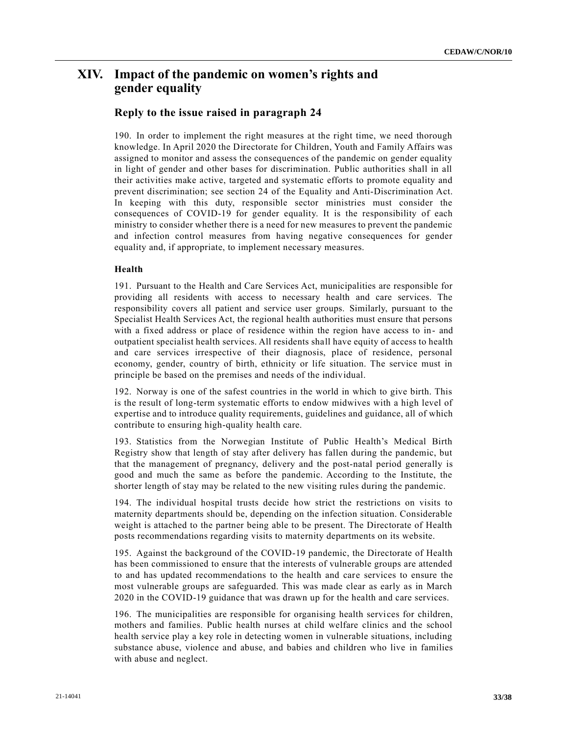# XIV. Impact of the pandemic on women's rights and gender equality

## Reply to the issue raised in paragraph 24

190. In order to implement the right measures at the right time, we need thorough knowledge. In April 2020 the Directorate for Children, Youth and Family Affairs was assigned to monitor and assess the consequences of the pandemic on gender equality in light of gender and other bases for discrimination. Public authorities shall in all their activities make active, targeted and systematic efforts to promote equality and prevent discrimination; see section 24 of the Equality and Anti-Discrimination Act. In keeping with this duty, responsible sector ministries must consider the consequences of COVID-19 for gender equality. It is the responsibility of each ministry to consider whether there is a need for new measures to prevent the pandemic and infection control measures from having negative consequences for gender equality and, if appropriate, to implement necessary measures.

### Health

191. Pursuant to the Health and Care Services Act, municipalities are responsible for providing all residents with access to necessary health and care services. The responsibility covers all patient and service user groups. Similarly, pursuant to the Specialist Health Services Act, the regional health authorities must ensure that persons with a fixed address or place of residence within the region have access to in- and outpatient specialist health services. All residents shall have equity of access to health and care services irrespective of their diagnosis, place of residence, personal economy, gender, country of birth, ethnicity or life situation. The service must in principle be based on the premises and needs of the individual.

192. Norway is one of the safest countries in the world in which to give birth. This is the result of long-term systematic efforts to endow midwives with a high level of expertise and to introduce quality requirements, guidelines and guidance, all of which contribute to ensuring high-quality health care.

193. Statistics from the Norwegian Institute of Public Health's Medical Birth Registry show that length of stay after delivery has fallen during the pandemic, but that the management of pregnancy, delivery and the post-natal period generally is good and much the same as before the pandemic. According to the Institute, the shorter length of stay may be related to the new visiting rules during the pandemic.

194. The individual hospital trusts decide how strict the restrictions on visits to maternity departments should be, depending on the infection situation. Considerable weight is attached to the partner being able to be present. The Directorate of Health posts recommendations regarding visits to maternity departments on its website.

195. Against the background of the COVID-19 pandemic, the Directorate of Health has been commissioned to ensure that the interests of vulnerable groups are attended to and has updated recommendations to the health and care services to ensure the most vulnerable groups are safeguarded. This was made clear as early as in March 2020 in the COVID-19 guidance that was drawn up for the health and care services.

196. The municipalities are responsible for organising health services for children, mothers and families. Public health nurses at child welfare clinics and the school health service play a key role in detecting women in vulnerable situations, including substance abuse, violence and abuse, and babies and children who live in families with abuse and neglect.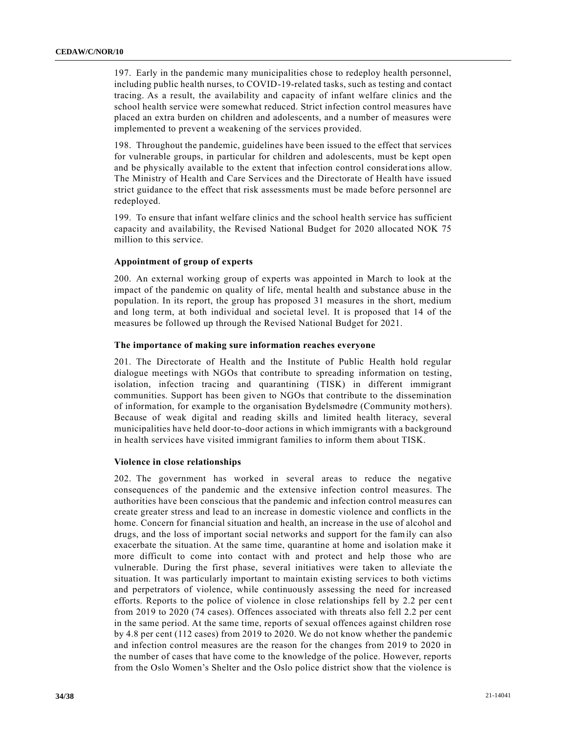197. Early in the pandemic many municipalities chose to redeploy health personnel, including public health nurses, to COVID-19-related tasks, such as testing and contact tracing. As a result, the availability and capacity of infant welfare clinics and the school health service were somewhat reduced. Strict infection control measures have placed an extra burden on children and adolescents, and a number of measures were implemented to prevent a weakening of the services provided.

198. Throughout the pandemic, guidelines have been issued to the effect that services for vulnerable groups, in particular for children and adolescents, must be kept open and be physically available to the extent that infection control considerations allow. The Ministry of Health and Care Services and the Directorate of Health have issued strict guidance to the effect that risk assessments must be made before personnel are redeployed.

199. To ensure that infant welfare clinics and the school health service has sufficient capacity and availability, the Revised National Budget for 2020 allocated NOK 75 million to this service.

**Appointment of group of experts**

200. An external working group of experts was appointed in March to look at the impact of the pandemic on quality of life, mental health and substance abuse in the population. In its report, the group has proposed 31 measures in the short, medium and long term, at both individual and societal level. It is proposed that 14 of the measures be followed up through the Revised National Budget for 2021.

**The importance of making sure information reaches everyone**

201. The Directorate of Health and the Institute of Public Health hold regular dialogue meetings with NGOs that contribute to spreading information on testing, isolation, infection tracing and quarantining (TISK) in different immigrant communities. Support has been given to NGOs that contribute to the dissemination of information, for example to the organisation Bydelsmødre (Community mothers). Because of weak digital and reading skills and limited health literacy, several municipalities have held door-to-door actions in which immigrants with a background in health services have visited immigrant families to inform them about TISK.

**Violence in close relationships**

202. The government has worked in several areas to reduce the negative consequences of the pandemic and the extensive infection control measures. The authorities have been conscious that the pandemic and infection control measures can create greater stress and lead to an increase in domestic violence and conflicts in the home. Concern for financial situation and health, an increase in the use of alcohol and drugs, and the loss of important social networks and support for the family can also exacerbate the situation. At the same time, quarantine at home and isolation make it more difficult to come into contact with and protect and help those who are vulnerable. During the first phase, several initiatives were taken to alleviate the situation. It was particularly important to maintain existing services to both victims and perpetrators of violence, while continuously assessing the need for increased efforts. Reports to the police of violence in close relationships fell by 2.2 per cent from 2019 to 2020 (74 cases). Offences associated with threats also fell 2.2 per cent in the same period. At the same time, reports of sexual offences against children rose by 4.8 per cent (112 cases) from 2019 to 2020. We do not know whether the pandemic and infection control measures are the reason for the changes from 2019 to 2020 in the number of cases that have come to the knowledge of the police. However, reports from the Oslo Women's Shelter and the Oslo police district show that the violence is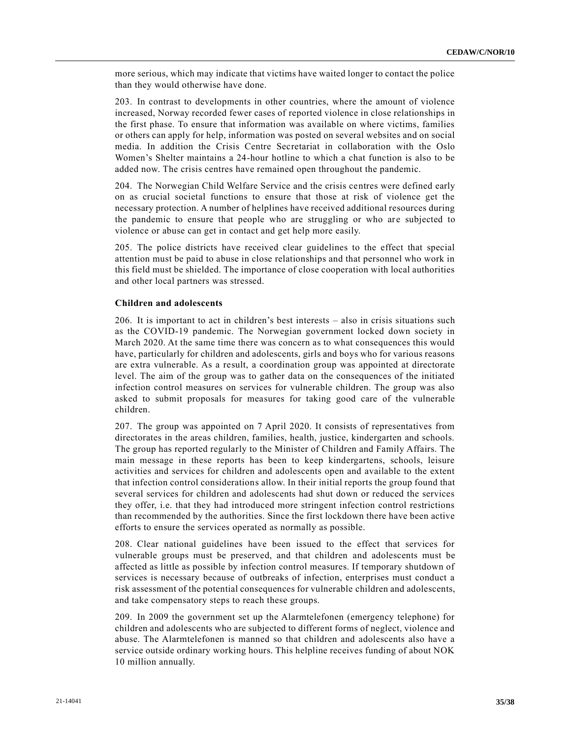more serious, which may indicate that victims have waited longer to contact the police than they would otherwise have done.

203. In contrast to developments in other countries, where the amount of violence increased, Norway recorded fewer cases of reported violence in close relationships in the first phase. To ensure that information was available on where victims, families or others can apply for help, information was posted on several websites and on social media. In addition the Crisis Centre Secretariat in collaboration with the Oslo Women's Shelter maintains a 24-hour hotline to which a chat function is also to be added now. The crisis centres have remained open throughout the pandemic.

204. The Norwegian Child Welfare Service and the crisis centres were defined early on as crucial societal functions to ensure that those at risk of violence get the necessary protection. A number of helplines have received additional resources during the pandemic to ensure that people who are struggling or who are subjected to violence or abuse can get in contact and get help more easily.

205. The police districts have received clear guidelines to the effect that special attention must be paid to abuse in close relationships and that personnel who work in this field must be shielded. The importance of close cooperation with local authorities and other local partners was stressed.

**Children and adolescents**

206. It is important to act in children's best interests – also in crisis situations such as the COVID-19 pandemic. The Norwegian government locked down society in March 2020. At the same time there was concern as to what consequences this would have, particularly for children and adolescents, girls and boys who for various reasons are extra vulnerable. As a result, a coordination group was appointed at directorate level. The aim of the group was to gather data on the consequences of the initiated infection control measures on services for vulnerable children. The group was also asked to submit proposals for measures for taking good care of the vulnerable children.

207. The group was appointed on 7 April 2020. It consists of representatives from directorates in the areas children, families, health, justice, kindergarten and schools. The group has reported regularly to the Minister of Children and Family Affairs. The main message in these reports has been to keep kindergartens, schools, leisure activities and services for children and adolescents open and available to the extent that infection control considerations allow. In their initial reports the group found that several services for children and adolescents had shut down or reduced the services they offer, i.e. that they had introduced more stringent infection control restrictions than recommended by the authorities. Since the first lockdown there have been active efforts to ensure the services operated as normally as possible.

208. Clear national guidelines have been issued to the effect that services for vulnerable groups must be preserved, and that children and adolescents must be affected as little as possible by infection control measures. If temporary shutdown of services is necessary because of outbreaks of infection, enterprises must conduct a risk assessment of the potential consequences for vulnerable children and adolescents, and take compensatory steps to reach these groups.

209. In 2009 the government set up the Alarmtelefonen (emergency telephone) for children and adolescents who are subjected to different forms of neglect, violence and abuse. The Alarmtelefonen is manned so that children and adolescents also have a service outside ordinary working hours. This helpline receives funding of about NOK 10 million annually.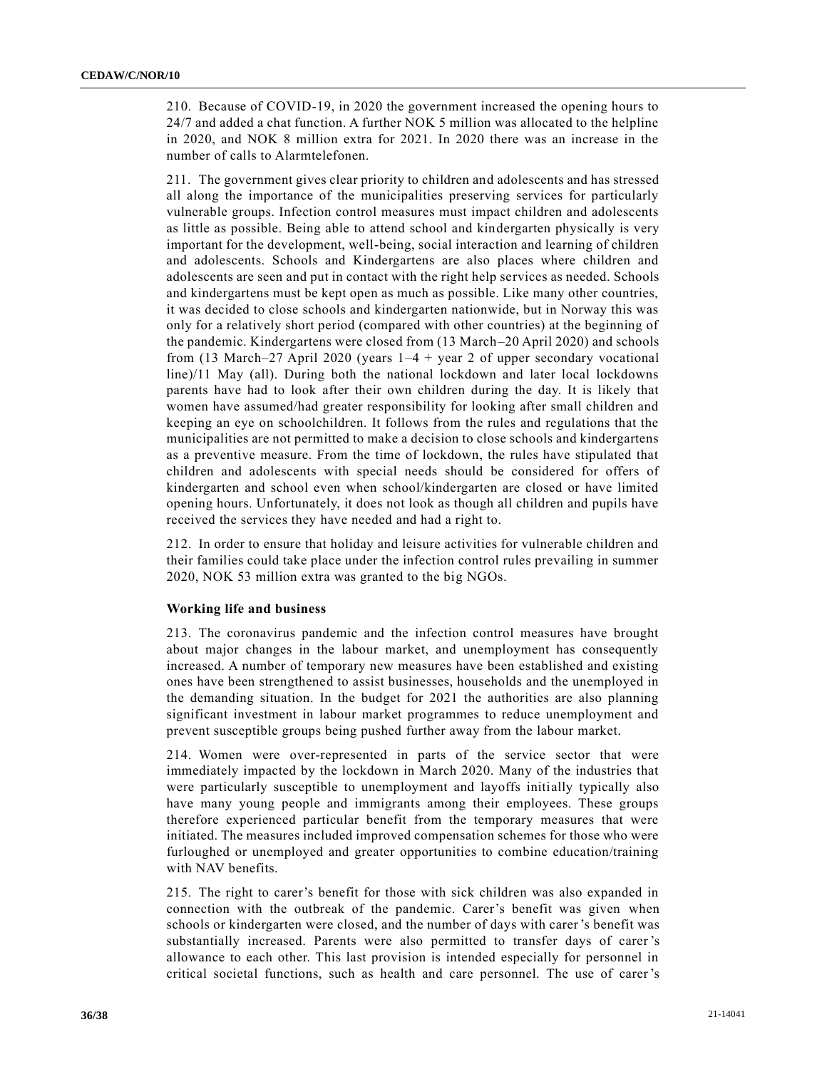210. Because of COVID-19, in 2020 the government increased the opening hours to 24/7 and added a chat function. A further NOK 5 million was allocated to the helpline in 2020, and NOK 8 million extra for 2021. In 2020 there was an increase in the number of calls to Alarmtelefonen.

211. The government gives clear priority to children and adolescents and has stressed all along the importance of the municipalities preserving services for particularly vulnerable groups. Infection control measures must impact children and adolescents as little as possible. Being able to attend school and kindergarten physically is very important for the development, well-being, social interaction and learning of children and adolescents. Schools and Kindergartens are also places where children and adolescents are seen and put in contact with the right help services as needed. Schools and kindergartens must be kept open as much as possible. Like many other countries, it was decided to close schools and kindergarten nationwide, but in Norway this was only for a relatively short period (compared with other countries) at the beginning of the pandemic. Kindergartens were closed from (13 March–20 April 2020) and schools from (13 March–27 April 2020 (years 1–4 + year 2 of upper secondary vocational line)/11 May (all). During both the national lockdown and later local lockdowns parents have had to look after their own children during the day. It is likely that women have assumed/had greater responsibility for looking after small children and keeping an eye on schoolchildren. It follows from the rules and regulations that the municipalities are not permitted to make a decision to close schools and kindergartens as a preventive measure. From the time of lockdown, the rules have stipulated that children and adolescents with special needs should be considered for offers of kindergarten and school even when school/kindergarten are closed or have limited opening hours. Unfortunately, it does not look as though all children and pupils have received the services they have needed and had a right to.

212. In order to ensure that holiday and leisure activities for vulnerable children and their families could take place under the infection control rules prevailing in summer 2020, NOK 53 million extra was granted to the big NGOs.

### Working life and business

213. The coronavirus pandemic and the infection control measures have brought about major changes in the labour market, and unemployment has consequently increased. A number of temporary new measures have been established and existing ones have been strengthened to assist businesses, households and the unemployed in the demanding situation. In the budget for 2021 the authorities are also planning significant investment in labour market programmes to reduce unemployment and prevent susceptible groups being pushed further away from the labour market.

214. Women were over-represented in parts of the service sector that were immediately impacted by the lockdown in March 2020. Many of the industries that were particularly susceptible to unemployment and layoffs initially typically also have many young people and immigrants among their employees. These groups therefore experienced particular benefit from the temporary measures that were initiated. The measures included improved compensation schemes for those who were furloughed or unemployed and greater opportunities to combine education/training with NAV benefits.

215. The right to carer's benefit for those with sick children was also expanded in connection with the outbreak of the pandemic. Carer's benefit was given when schools or kindergarten were closed, and the number of days with carer's benefit was substantially increased. Parents were also permitted to transfer days of carer's allowance to each other. This last provision is intended especially for personnel in critical societal functions, such as health and care personnel. The use of carer's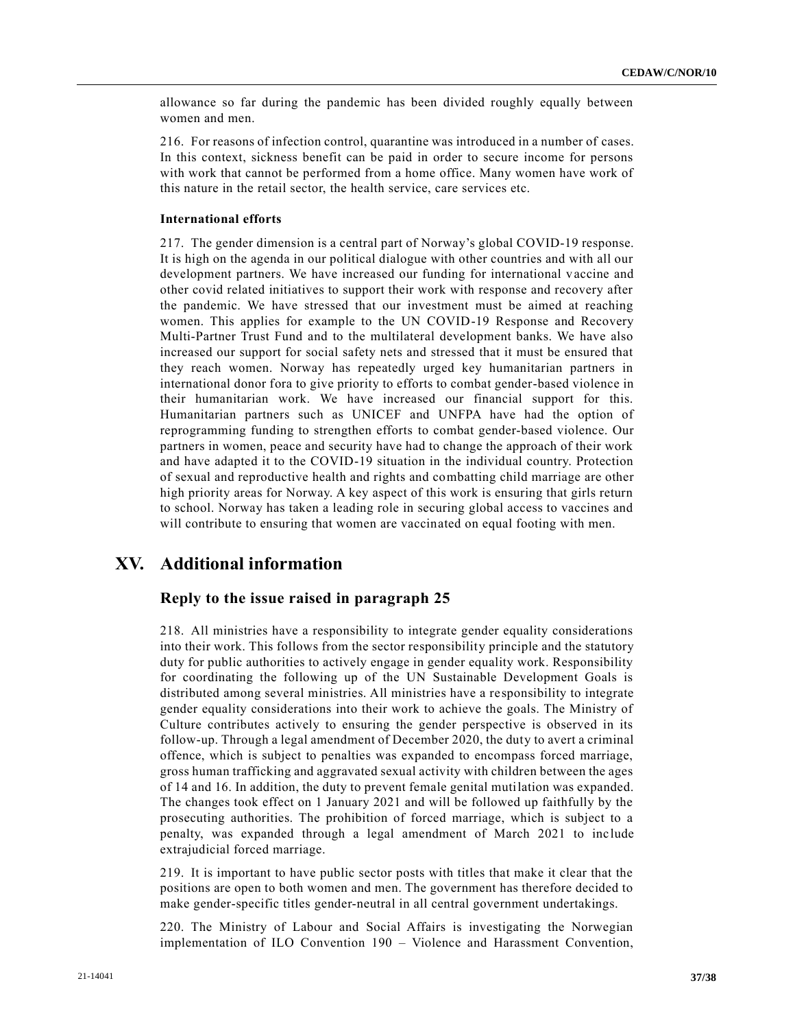allowance so far during the pandemic has been divided roughly equally between women and men.

216. For reasons of infection control, quarantine was introduced in a number of cases. In this context, sickness benefit can be paid in order to secure income for persons with work that cannot be performed from a home office. Many women have work of this nature in the retail sector, the health service, care services etc.

**International efforts**

217. The gender dimension is a central part of Norway's global COVID-19 response. It is high on the agenda in our political dialogue with other countries and with all our development partners. We have increased our funding for international vaccine and other covid related initiatives to support their work with response and recovery after the pandemic. We have stressed that our investment must be aimed at reaching women. This applies for example to the UN COVID-19 Response and Recovery Multi-Partner Trust Fund and to the multilateral development banks. We have also increased our support for social safety nets and stressed that it must be ensured that they reach women. Norway has repeatedly urged key humanitarian partners in international donor fora to give priority to efforts to combat gender-based violence in their humanitarian work. We have increased our financial support for this. Humanitarian partners such as UNICEF and UNFPA have had the option of reprogramming funding to strengthen efforts to combat gender-based violence. Our partners in women, peace and security have had to change the approach of their work and have adapted it to the COVID-19 situation in the individual country. Protection of sexual and reproductive health and rights and combatting child marriage are other high priority areas for Norway. A key aspect of this work is ensuring that girls return to school. Norway has taken a leading role in securing global access to vaccines and will contribute to ensuring that women are vaccinated on equal footing with men.

# XV. Additional information

## Reply to the issue raised in paragraph 25

218. All ministries have a responsibility to integrate gender equality considerations into their work. This follows from the sector responsibility principle and the statutory duty for public authorities to actively engage in gender equality work. Responsibility for coordinating the following up of the UN Sustainable Development Goals is distributed among several ministries. All ministries have a responsibility to integrate gender equality considerations into their work to achieve the goals. The Ministry of Culture contributes actively to ensuring the gender perspective is observed in its follow-up. Through a legal amendment of December 2020, the duty to avert a criminal offence, which is subject to penalties was expanded to encompass forced marriage, gross human trafficking and aggravated sexual activity with children between the ages of 14 and 16. In addition, the duty to prevent female genital mutilation was expanded. The changes took effect on 1 January 2021 and will be followed up faithfully by the prosecuting authorities. The prohibition of forced marriage, which is subject to a penalty, was expanded through a legal amendment of March 2021 to include extrajudicial forced marriage.

219. It is important to have public sector posts with titles that make it clear that the positions are open to both women and men. The government has therefore decided to make gender-specific titles gender-neutral in all central government undertakings.

220. The Ministry of Labour and Social Affairs is investigating the Norwegian implementation of ILO Convention 190 – Violence and Harassment Convention,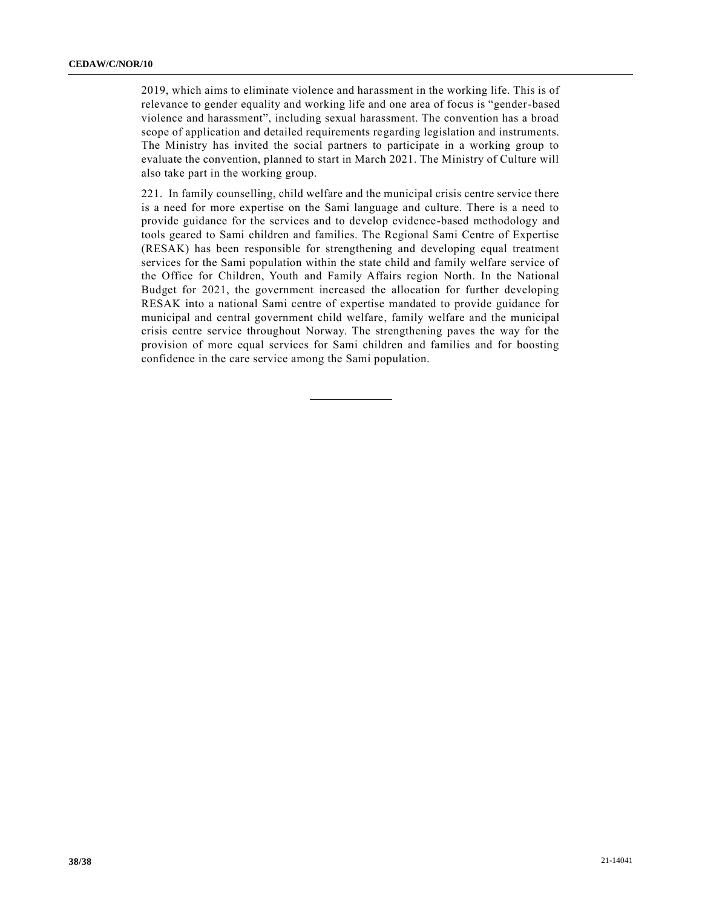2019, which aims to eliminate violence and harassment in the working life. This is of relevance to gender equality and working life and one area of focus is "gender-based violence and harassment", including sexual harassment. The convention has a broad scope of application and detailed requirements regarding legislation and instruments. The Ministry has invited the social partners to participate in a working group to evaluate the convention, planned to start in March 2021. The Ministry of Culture will also take part in the working group.

221. In family counselling, child welfare and the municipal crisis centre service there is a need for more expertise on the Sami language and culture. There is a need to provide guidance for the services and to develop evidence-based methodology and tools geared to Sami children and families. The Regional Sami Centre of Expertise (RESAK) has been responsible for strengthening and developing equal treatment services for the Sami population within the state child and family welfare service of the Office for Children, Youth and Family Affairs region North. In the National Budget for 2021, the government increased the allocation for further developing RESAK into a national Sami centre of expertise mandated to provide guidance for municipal and central government child welfare, family welfare and the municipal crisis centre service throughout Norway. The strengthening paves the way for the provision of more equal services for Sami children and families and for boosting confidence in the care service among the Sami population.